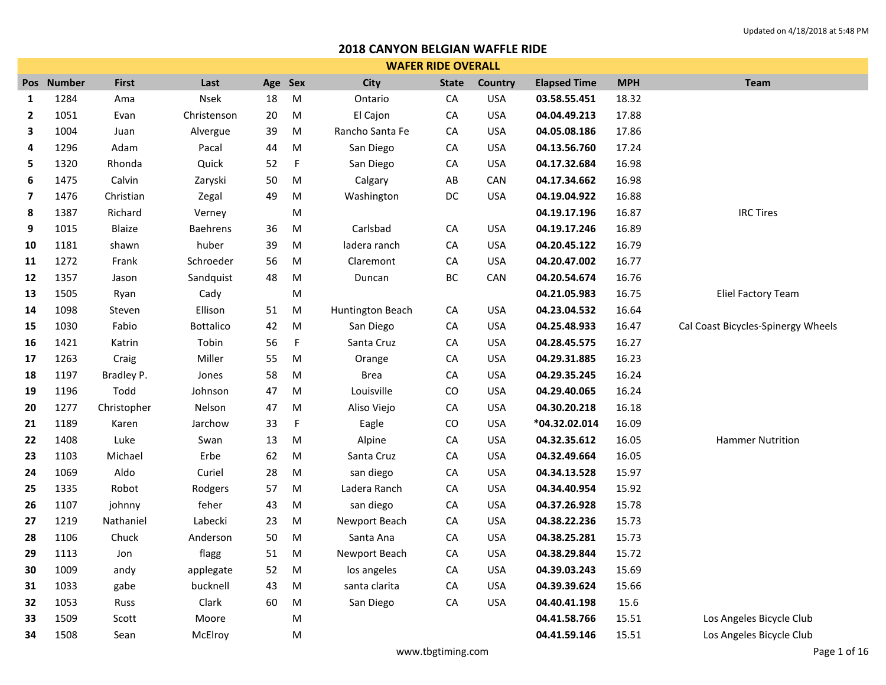Updated on 4/18/2018 at 5:48 PM

# 2018 CANYON BELGIAN WAFFLE RIDE

## WAFER RIDE OVERALL

| Pos | Number | First | Last | Age | Sex | City | State | Country | Elapsed Time | MPH | Team |
|---|---|---|---|---|---|---|---|---|---|---|---|
| **1** | 1284 | Ama | Nsek | 18 | M | Ontario | CA | USA | **03.58.55.451** | 18.32 | |
| **2** | 1051 | Evan | Christenson | 20 | M | El Cajon | CA | USA | **04.04.49.213** | 17.88 | |
| **3** | 1004 | Juan | Alvergue | 39 | M | Rancho Santa Fe | CA | USA | **04.05.08.186** | 17.86 | |
| **4** | 1296 | Adam | Pacal | 44 | M | San Diego | CA | USA | **04.13.56.760** | 17.24 | |
| **5** | 1320 | Rhonda | Quick | 52 | F | San Diego | CA | USA | **04.17.32.684** | 16.98 | |
| **6** | 1475 | Calvin | Zaryski | 50 | M | Calgary | AB | CAN | **04.17.34.662** | 16.98 | |
| **7** | 1476 | Christian | Zegal | 49 | M | Washington | DC | USA | **04.19.04.922** | 16.88 | |
| **8** | 1387 | Richard | Verney | | M | | | | **04.19.17.196** | 16.87 | IRC Tires |
| **9** | 1015 | Blaize | Baehrens | 36 | M | Carlsbad | CA | USA | **04.19.17.246** | 16.89 | |
| **10** | 1181 | shawn | huber | 39 | M | ladera ranch | CA | USA | **04.20.45.122** | 16.79 | |
| **11** | 1272 | Frank | Schroeder | 56 | M | Claremont | CA | USA | **04.20.47.002** | 16.77 | |
| **12** | 1357 | Jason | Sandquist | 48 | M | Duncan | BC | CAN | **04.20.54.674** | 16.76 | |
| **13** | 1505 | Ryan | Cady | | M | | | | **04.21.05.983** | 16.75 | Eliel Factory Team |
| **14** | 1098 | Steven | Ellison | 51 | M | Huntington Beach | CA | USA | **04.23.04.532** | 16.64 | |
| **15** | 1030 | Fabio | Bottalico | 42 | M | San Diego | CA | USA | **04.25.48.933** | 16.47 | Cal Coast Bicycles-Spinergy Wheels |
| **16** | 1421 | Katrin | Tobin | 56 | F | Santa Cruz | CA | USA | **04.28.45.575** | 16.27 | |
| **17** | 1263 | Craig | Miller | 55 | M | Orange | CA | USA | **04.29.31.885** | 16.23 | |
| **18** | 1197 | Bradley P. | Jones | 58 | M | Brea | CA | USA | **04.29.35.245** | 16.24 | |
| **19** | 1196 | Todd | Johnson | 47 | M | Louisville | CO | USA | **04.29.40.065** | 16.24 | |
| **20** | 1277 | Christopher | Nelson | 47 | M | Aliso Viejo | CA | USA | **04.30.20.218** | 16.18 | |
| **21** | 1189 | Karen | Jarchow | 33 | F | Eagle | CO | USA | **\*04.32.02.014** | 16.09 | |
| **22** | 1408 | Luke | Swan | 13 | M | Alpine | CA | USA | **04.32.35.612** | 16.05 | Hammer Nutrition |
| **23** | 1103 | Michael | Erbe | 62 | M | Santa Cruz | CA | USA | **04.32.49.664** | 16.05 | |
| **24** | 1069 | Aldo | Curiel | 28 | M | san diego | CA | USA | **04.34.13.528** | 15.97 | |
| **25** | 1335 | Robot | Rodgers | 57 | M | Ladera Ranch | CA | USA | **04.34.40.954** | 15.92 | |
| **26** | 1107 | johnny | feher | 43 | M | san diego | CA | USA | **04.37.26.928** | 15.78 | |
| **27** | 1219 | Nathaniel | Labecki | 23 | M | Newport Beach | CA | USA | **04.38.22.236** | 15.73 | |
| **28** | 1106 | Chuck | Anderson | 50 | M | Santa Ana | CA | USA | **04.38.25.281** | 15.73 | |
| **29** | 1113 | Jon | flagg | 51 | M | Newport Beach | CA | USA | **04.38.29.844** | 15.72 | |
| **30** | 1009 | andy | applegate | 52 | M | los angeles | CA | USA | **04.39.03.243** | 15.69 | |
| **31** | 1033 | gabe | bucknell | 43 | M | santa clarita | CA | USA | **04.39.39.624** | 15.66 | |
| **32** | 1053 | Russ | Clark | 60 | M | San Diego | CA | USA | **04.40.41.198** | 15.6 | |
| **33** | 1509 | Scott | Moore | | M | | | | **04.41.58.766** | 15.51 | Los Angeles Bicycle Club |
| **34** | 1508 | Sean | McElroy | | M | | | | **04.41.59.146** | 15.51 | Los Angeles Bicycle Club |

www.tbgtiming.com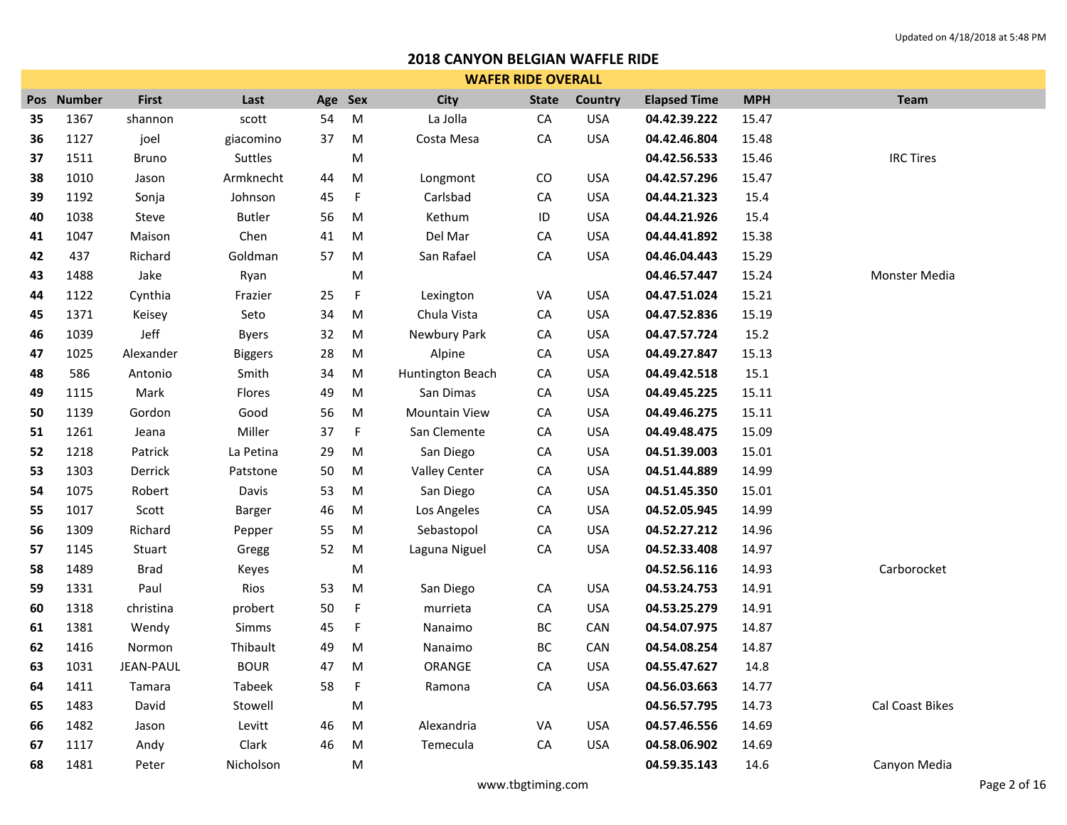Updated on 4/18/2018 at 5:48 PM

## 2018 CANYON BELGIAN WAFFLE RIDE

### WAFER RIDE OVERALL

| Pos | Number | First | Last | Age | Sex | City | State | Country | Elapsed Time | MPH | Team |
|---|---|---|---|---|---|---|---|---|---|---|---|
| 35 | 1367 | shannon | scott | 54 | M | La Jolla | CA | USA | **04.42.39.222** | 15.47 | |
| 36 | 1127 | joel | giacomino | 37 | M | Costa Mesa | CA | USA | **04.42.46.804** | 15.48 | |
| 37 | 1511 | Bruno | Suttles | | M | | | | **04.42.56.533** | 15.46 | IRC Tires |
| 38 | 1010 | Jason | Armknecht | 44 | M | Longmont | CO | USA | **04.42.57.296** | 15.47 | |
| 39 | 1192 | Sonja | Johnson | 45 | F | Carlsbad | CA | USA | **04.44.21.323** | 15.4 | |
| 40 | 1038 | Steve | Butler | 56 | M | Kethum | ID | USA | **04.44.21.926** | 15.4 | |
| 41 | 1047 | Maison | Chen | 41 | M | Del Mar | CA | USA | **04.44.41.892** | 15.38 | |
| 42 | 437 | Richard | Goldman | 57 | M | San Rafael | CA | USA | **04.46.04.443** | 15.29 | |
| 43 | 1488 | Jake | Ryan | | M | | | | **04.46.57.447** | 15.24 | Monster Media |
| 44 | 1122 | Cynthia | Frazier | 25 | F | Lexington | VA | USA | **04.47.51.024** | 15.21 | |
| 45 | 1371 | Keisey | Seto | 34 | M | Chula Vista | CA | USA | **04.47.52.836** | 15.19 | |
| 46 | 1039 | Jeff | Byers | 32 | M | Newbury Park | CA | USA | **04.47.57.724** | 15.2 | |
| 47 | 1025 | Alexander | Biggers | 28 | M | Alpine | CA | USA | **04.49.27.847** | 15.13 | |
| 48 | 586 | Antonio | Smith | 34 | M | Huntington Beach | CA | USA | **04.49.42.518** | 15.1 | |
| 49 | 1115 | Mark | Flores | 49 | M | San Dimas | CA | USA | **04.49.45.225** | 15.11 | |
| 50 | 1139 | Gordon | Good | 56 | M | Mountain View | CA | USA | **04.49.46.275** | 15.11 | |
| 51 | 1261 | Jeana | Miller | 37 | F | San Clemente | CA | USA | **04.49.48.475** | 15.09 | |
| 52 | 1218 | Patrick | La Petina | 29 | M | San Diego | CA | USA | **04.51.39.003** | 15.01 | |
| 53 | 1303 | Derrick | Patstone | 50 | M | Valley Center | CA | USA | **04.51.44.889** | 14.99 | |
| 54 | 1075 | Robert | Davis | 53 | M | San Diego | CA | USA | **04.51.45.350** | 15.01 | |
| 55 | 1017 | Scott | Barger | 46 | M | Los Angeles | CA | USA | **04.52.05.945** | 14.99 | |
| 56 | 1309 | Richard | Pepper | 55 | M | Sebastopol | CA | USA | **04.52.27.212** | 14.96 | |
| 57 | 1145 | Stuart | Gregg | 52 | M | Laguna Niguel | CA | USA | **04.52.33.408** | 14.97 | |
| 58 | 1489 | Brad | Keyes | | M | | | | **04.52.56.116** | 14.93 | Carborocket |
| 59 | 1331 | Paul | Rios | 53 | M | San Diego | CA | USA | **04.53.24.753** | 14.91 | |
| 60 | 1318 | christina | probert | 50 | F | murrieta | CA | USA | **04.53.25.279** | 14.91 | |
| 61 | 1381 | Wendy | Simms | 45 | F | Nanaimo | BC | CAN | **04.54.07.975** | 14.87 | |
| 62 | 1416 | Normon | Thibault | 49 | M | Nanaimo | BC | CAN | **04.54.08.254** | 14.87 | |
| 63 | 1031 | JEAN-PAUL | BOUR | 47 | M | ORANGE | CA | USA | **04.55.47.627** | 14.8 | |
| 64 | 1411 | Tamara | Tabeek | 58 | F | Ramona | CA | USA | **04.56.03.663** | 14.77 | |
| 65 | 1483 | David | Stowell | | M | | | | **04.56.57.795** | 14.73 | Cal Coast Bikes |
| 66 | 1482 | Jason | Levitt | 46 | M | Alexandria | VA | USA | **04.57.46.556** | 14.69 | |
| 67 | 1117 | Andy | Clark | 46 | M | Temecula | CA | USA | **04.58.06.902** | 14.69 | |
| 68 | 1481 | Peter | Nicholson | | M | | | | **04.59.35.143** | 14.6 | Canyon Media |

www.tbgtiming.com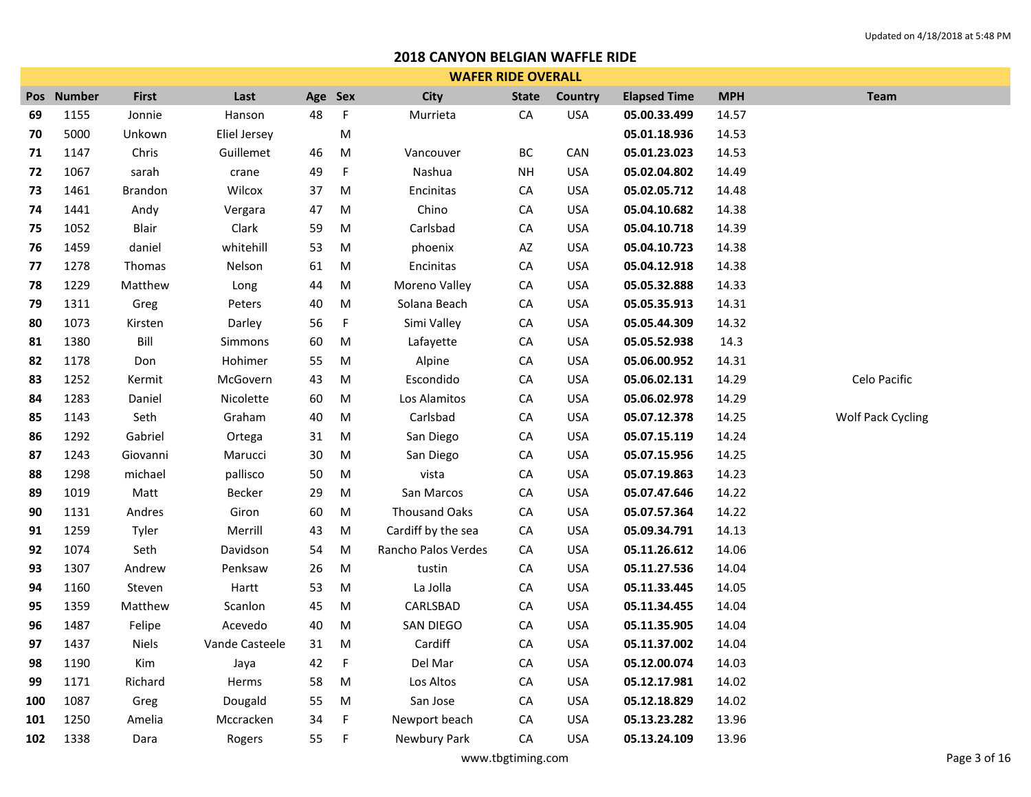Updated on 4/18/2018 at 5:48 PM

# 2018 CANYON BELGIAN WAFFLE RIDE

## WAFER RIDE OVERALL

| Pos | Number | First | Last | Age | Sex | City | State | Country | Elapsed Time | MPH | Team |
|---|---|---|---|---|---|---|---|---|---|---|---|
| **69** | 1155 | Jonnie | Hanson | 48 | F | Murrieta | CA | USA | **05.00.33.499** | 14.57 | |
| **70** | 5000 | Unkown | Eliel Jersey | | M | | | | **05.01.18.936** | 14.53 | |
| **71** | 1147 | Chris | Guillemet | 46 | M | Vancouver | BC | CAN | **05.01.23.023** | 14.53 | |
| **72** | 1067 | sarah | crane | 49 | F | Nashua | NH | USA | **05.02.04.802** | 14.49 | |
| **73** | 1461 | Brandon | Wilcox | 37 | M | Encinitas | CA | USA | **05.02.05.712** | 14.48 | |
| **74** | 1441 | Andy | Vergara | 47 | M | Chino | CA | USA | **05.04.10.682** | 14.38 | |
| **75** | 1052 | Blair | Clark | 59 | M | Carlsbad | CA | USA | **05.04.10.718** | 14.39 | |
| **76** | 1459 | daniel | whitehill | 53 | M | phoenix | AZ | USA | **05.04.10.723** | 14.38 | |
| **77** | 1278 | Thomas | Nelson | 61 | M | Encinitas | CA | USA | **05.04.12.918** | 14.38 | |
| **78** | 1229 | Matthew | Long | 44 | M | Moreno Valley | CA | USA | **05.05.32.888** | 14.33 | |
| **79** | 1311 | Greg | Peters | 40 | M | Solana Beach | CA | USA | **05.05.35.913** | 14.31 | |
| **80** | 1073 | Kirsten | Darley | 56 | F | Simi Valley | CA | USA | **05.05.44.309** | 14.32 | |
| **81** | 1380 | Bill | Simmons | 60 | M | Lafayette | CA | USA | **05.05.52.938** | 14.3 | |
| **82** | 1178 | Don | Hohimer | 55 | M | Alpine | CA | USA | **05.06.00.952** | 14.31 | |
| **83** | 1252 | Kermit | McGovern | 43 | M | Escondido | CA | USA | **05.06.02.131** | 14.29 | Celo Pacific |
| **84** | 1283 | Daniel | Nicolette | 60 | M | Los Alamitos | CA | USA | **05.06.02.978** | 14.29 | |
| **85** | 1143 | Seth | Graham | 40 | M | Carlsbad | CA | USA | **05.07.12.378** | 14.25 | Wolf Pack Cycling |
| **86** | 1292 | Gabriel | Ortega | 31 | M | San Diego | CA | USA | **05.07.15.119** | 14.24 | |
| **87** | 1243 | Giovanni | Marucci | 30 | M | San Diego | CA | USA | **05.07.15.956** | 14.25 | |
| **88** | 1298 | michael | pallisco | 50 | M | vista | CA | USA | **05.07.19.863** | 14.23 | |
| **89** | 1019 | Matt | Becker | 29 | M | San Marcos | CA | USA | **05.07.47.646** | 14.22 | |
| **90** | 1131 | Andres | Giron | 60 | M | Thousand Oaks | CA | USA | **05.07.57.364** | 14.22 | |
| **91** | 1259 | Tyler | Merrill | 43 | M | Cardiff by the sea | CA | USA | **05.09.34.791** | 14.13 | |
| **92** | 1074 | Seth | Davidson | 54 | M | Rancho Palos Verdes | CA | USA | **05.11.26.612** | 14.06 | |
| **93** | 1307 | Andrew | Penksaw | 26 | M | tustin | CA | USA | **05.11.27.536** | 14.04 | |
| **94** | 1160 | Steven | Hartt | 53 | M | La Jolla | CA | USA | **05.11.33.445** | 14.05 | |
| **95** | 1359 | Matthew | Scanlon | 45 | M | CARLSBAD | CA | USA | **05.11.34.455** | 14.04 | |
| **96** | 1487 | Felipe | Acevedo | 40 | M | SAN DIEGO | CA | USA | **05.11.35.905** | 14.04 | |
| **97** | 1437 | Niels | Vande Casteele | 31 | M | Cardiff | CA | USA | **05.11.37.002** | 14.04 | |
| **98** | 1190 | Kim | Jaya | 42 | F | Del Mar | CA | USA | **05.12.00.074** | 14.03 | |
| **99** | 1171 | Richard | Herms | 58 | M | Los Altos | CA | USA | **05.12.17.981** | 14.02 | |
| **100** | 1087 | Greg | Dougald | 55 | M | San Jose | CA | USA | **05.12.18.829** | 14.02 | |
| **101** | 1250 | Amelia | Mccracken | 34 | F | Newport beach | CA | USA | **05.13.23.282** | 13.96 | |
| **102** | 1338 | Dara | Rogers | 55 | F | Newbury Park | CA | USA | **05.13.24.109** | 13.96 | |

www.tbgtiming.com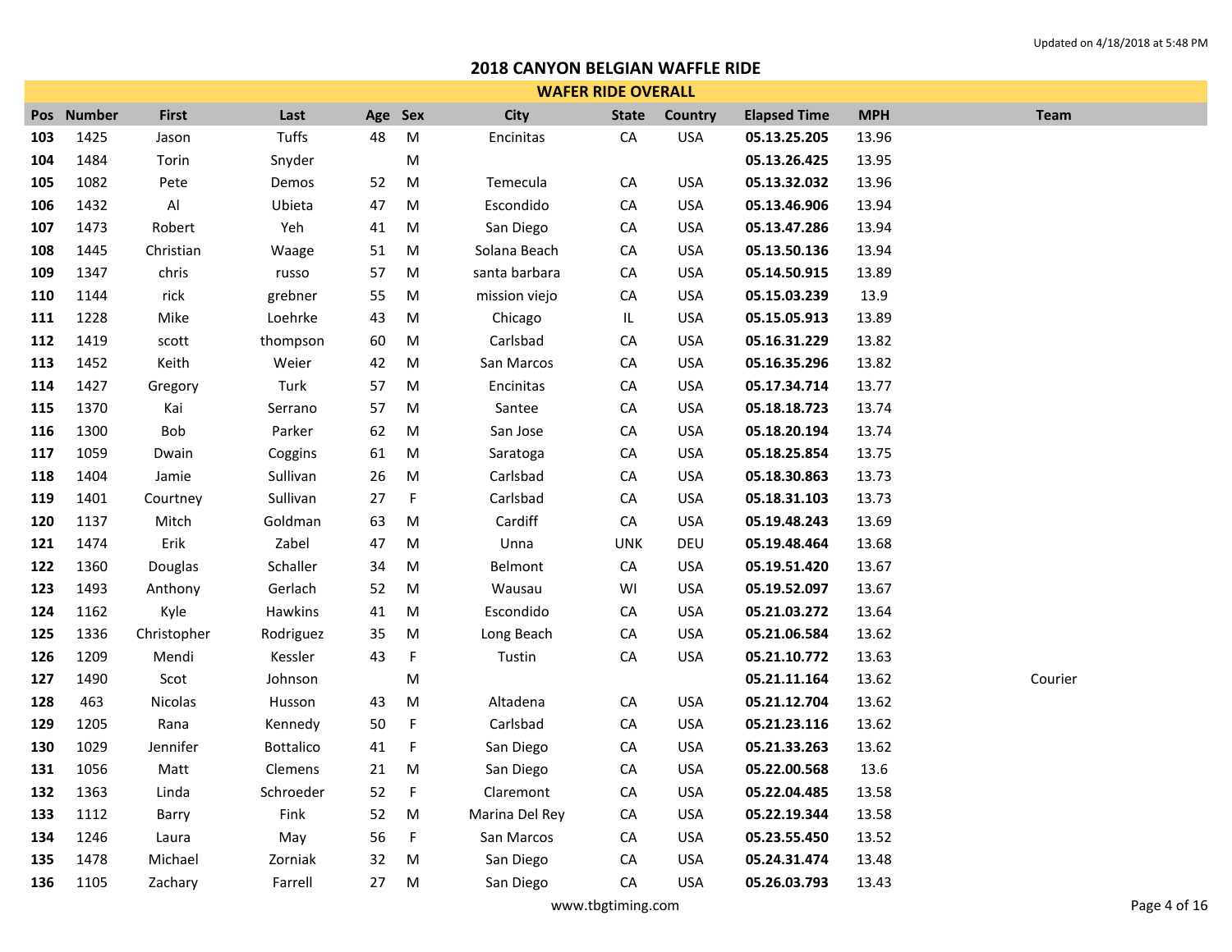Updated on 4/18/2018 at 5:48 PM

# 2018 CANYON BELGIAN WAFFLE RIDE

## WAFER RIDE OVERALL

| Pos | Number | First | Last | Age | Sex | City | State | Country | Elapsed Time | MPH | Team |
|---|---|---|---|---|---|---|---|---|---|---|---|
| **103** | 1425 | Jason | Tuffs | 48 | M | Encinitas | CA | USA | **05.13.25.205** | 13.96 | |
| **104** | 1484 | Torin | Snyder | | M | | | | **05.13.26.425** | 13.95 | |
| **105** | 1082 | Pete | Demos | 52 | M | Temecula | CA | USA | **05.13.32.032** | 13.96 | |
| **106** | 1432 | Al | Ubieta | 47 | M | Escondido | CA | USA | **05.13.46.906** | 13.94 | |
| **107** | 1473 | Robert | Yeh | 41 | M | San Diego | CA | USA | **05.13.47.286** | 13.94 | |
| **108** | 1445 | Christian | Waage | 51 | M | Solana Beach | CA | USA | **05.13.50.136** | 13.94 | |
| **109** | 1347 | chris | russo | 57 | M | santa barbara | CA | USA | **05.14.50.915** | 13.89 | |
| **110** | 1144 | rick | grebner | 55 | M | mission viejo | CA | USA | **05.15.03.239** | 13.9 | |
| **111** | 1228 | Mike | Loehrke | 43 | M | Chicago | IL | USA | **05.15.05.913** | 13.89 | |
| **112** | 1419 | scott | thompson | 60 | M | Carlsbad | CA | USA | **05.16.31.229** | 13.82 | |
| **113** | 1452 | Keith | Weier | 42 | M | San Marcos | CA | USA | **05.16.35.296** | 13.82 | |
| **114** | 1427 | Gregory | Turk | 57 | M | Encinitas | CA | USA | **05.17.34.714** | 13.77 | |
| **115** | 1370 | Kai | Serrano | 57 | M | Santee | CA | USA | **05.18.18.723** | 13.74 | |
| **116** | 1300 | Bob | Parker | 62 | M | San Jose | CA | USA | **05.18.20.194** | 13.74 | |
| **117** | 1059 | Dwain | Coggins | 61 | M | Saratoga | CA | USA | **05.18.25.854** | 13.75 | |
| **118** | 1404 | Jamie | Sullivan | 26 | M | Carlsbad | CA | USA | **05.18.30.863** | 13.73 | |
| **119** | 1401 | Courtney | Sullivan | 27 | F | Carlsbad | CA | USA | **05.18.31.103** | 13.73 | |
| **120** | 1137 | Mitch | Goldman | 63 | M | Cardiff | CA | USA | **05.19.48.243** | 13.69 | |
| **121** | 1474 | Erik | Zabel | 47 | M | Unna | UNK | DEU | **05.19.48.464** | 13.68 | |
| **122** | 1360 | Douglas | Schaller | 34 | M | Belmont | CA | USA | **05.19.51.420** | 13.67 | |
| **123** | 1493 | Anthony | Gerlach | 52 | M | Wausau | WI | USA | **05.19.52.097** | 13.67 | |
| **124** | 1162 | Kyle | Hawkins | 41 | M | Escondido | CA | USA | **05.21.03.272** | 13.64 | |
| **125** | 1336 | Christopher | Rodriguez | 35 | M | Long Beach | CA | USA | **05.21.06.584** | 13.62 | |
| **126** | 1209 | Mendi | Kessler | 43 | F | Tustin | CA | USA | **05.21.10.772** | 13.63 | |
| **127** | 1490 | Scot | Johnson | | M | | | | **05.21.11.164** | 13.62 | Courier |
| **128** | 463 | Nicolas | Husson | 43 | M | Altadena | CA | USA | **05.21.12.704** | 13.62 | |
| **129** | 1205 | Rana | Kennedy | 50 | F | Carlsbad | CA | USA | **05.21.23.116** | 13.62 | |
| **130** | 1029 | Jennifer | Bottalico | 41 | F | San Diego | CA | USA | **05.21.33.263** | 13.62 | |
| **131** | 1056 | Matt | Clemens | 21 | M | San Diego | CA | USA | **05.22.00.568** | 13.6 | |
| **132** | 1363 | Linda | Schroeder | 52 | F | Claremont | CA | USA | **05.22.04.485** | 13.58 | |
| **133** | 1112 | Barry | Fink | 52 | M | Marina Del Rey | CA | USA | **05.22.19.344** | 13.58 | |
| **134** | 1246 | Laura | May | 56 | F | San Marcos | CA | USA | **05.23.55.450** | 13.52 | |
| **135** | 1478 | Michael | Zorniak | 32 | M | San Diego | CA | USA | **05.24.31.474** | 13.48 | |
| **136** | 1105 | Zachary | Farrell | 27 | M | San Diego | CA | USA | **05.26.03.793** | 13.43 | |

www.tbgtiming.com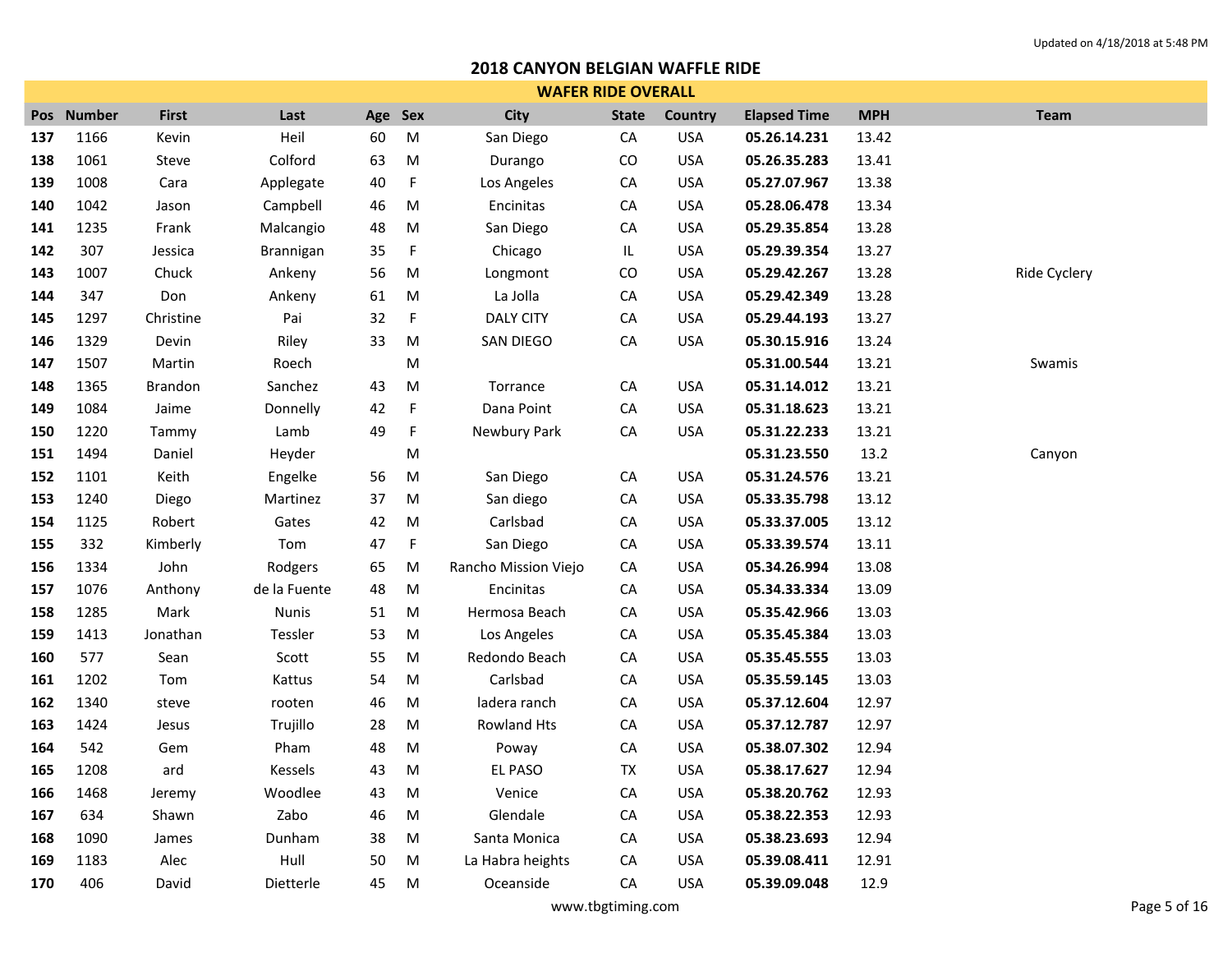Updated on 4/18/2018 at 5:48 PM

# 2018 CANYON BELGIAN WAFFLE RIDE

## WAFER RIDE OVERALL

| Pos | Number | First | Last | Age | Sex | City | State | Country | Elapsed Time | MPH | Team |
|---|---|---|---|---|---|---|---|---|---|---|---|
| **137** | 1166 | Kevin | Heil | 60 | M | San Diego | CA | USA | **05.26.14.231** | 13.42 | |
| **138** | 1061 | Steve | Colford | 63 | M | Durango | CO | USA | **05.26.35.283** | 13.41 | |
| **139** | 1008 | Cara | Applegate | 40 | F | Los Angeles | CA | USA | **05.27.07.967** | 13.38 | |
| **140** | 1042 | Jason | Campbell | 46 | M | Encinitas | CA | USA | **05.28.06.478** | 13.34 | |
| **141** | 1235 | Frank | Malcangio | 48 | M | San Diego | CA | USA | **05.29.35.854** | 13.28 | |
| **142** | 307 | Jessica | Brannigan | 35 | F | Chicago | IL | USA | **05.29.39.354** | 13.27 | |
| **143** | 1007 | Chuck | Ankeny | 56 | M | Longmont | CO | USA | **05.29.42.267** | 13.28 | Ride Cyclery |
| **144** | 347 | Don | Ankeny | 61 | M | La Jolla | CA | USA | **05.29.42.349** | 13.28 | |
| **145** | 1297 | Christine | Pai | 32 | F | DALY CITY | CA | USA | **05.29.44.193** | 13.27 | |
| **146** | 1329 | Devin | Riley | 33 | M | SAN DIEGO | CA | USA | **05.30.15.916** | 13.24 | |
| **147** | 1507 | Martin | Roech | | M | | | | **05.31.00.544** | 13.21 | Swamis |
| **148** | 1365 | Brandon | Sanchez | 43 | M | Torrance | CA | USA | **05.31.14.012** | 13.21 | |
| **149** | 1084 | Jaime | Donnelly | 42 | F | Dana Point | CA | USA | **05.31.18.623** | 13.21 | |
| **150** | 1220 | Tammy | Lamb | 49 | F | Newbury Park | CA | USA | **05.31.22.233** | 13.21 | |
| **151** | 1494 | Daniel | Heyder | | M | | | | **05.31.23.550** | 13.2 | Canyon |
| **152** | 1101 | Keith | Engelke | 56 | M | San Diego | CA | USA | **05.31.24.576** | 13.21 | |
| **153** | 1240 | Diego | Martinez | 37 | M | San diego | CA | USA | **05.33.35.798** | 13.12 | |
| **154** | 1125 | Robert | Gates | 42 | M | Carlsbad | CA | USA | **05.33.37.005** | 13.12 | |
| **155** | 332 | Kimberly | Tom | 47 | F | San Diego | CA | USA | **05.33.39.574** | 13.11 | |
| **156** | 1334 | John | Rodgers | 65 | M | Rancho Mission Viejo | CA | USA | **05.34.26.994** | 13.08 | |
| **157** | 1076 | Anthony | de la Fuente | 48 | M | Encinitas | CA | USA | **05.34.33.334** | 13.09 | |
| **158** | 1285 | Mark | Nunis | 51 | M | Hermosa Beach | CA | USA | **05.35.42.966** | 13.03 | |
| **159** | 1413 | Jonathan | Tessler | 53 | M | Los Angeles | CA | USA | **05.35.45.384** | 13.03 | |
| **160** | 577 | Sean | Scott | 55 | M | Redondo Beach | CA | USA | **05.35.45.555** | 13.03 | |
| **161** | 1202 | Tom | Kattus | 54 | M | Carlsbad | CA | USA | **05.35.59.145** | 13.03 | |
| **162** | 1340 | steve | rooten | 46 | M | ladera ranch | CA | USA | **05.37.12.604** | 12.97 | |
| **163** | 1424 | Jesus | Trujillo | 28 | M | Rowland Hts | CA | USA | **05.37.12.787** | 12.97 | |
| **164** | 542 | Gem | Pham | 48 | M | Poway | CA | USA | **05.38.07.302** | 12.94 | |
| **165** | 1208 | ard | Kessels | 43 | M | EL PASO | TX | USA | **05.38.17.627** | 12.94 | |
| **166** | 1468 | Jeremy | Woodlee | 43 | M | Venice | CA | USA | **05.38.20.762** | 12.93 | |
| **167** | 634 | Shawn | Zabo | 46 | M | Glendale | CA | USA | **05.38.22.353** | 12.93 | |
| **168** | 1090 | James | Dunham | 38 | M | Santa Monica | CA | USA | **05.38.23.693** | 12.94 | |
| **169** | 1183 | Alec | Hull | 50 | M | La Habra heights | CA | USA | **05.39.08.411** | 12.91 | |
| **170** | 406 | David | Dietterle | 45 | M | Oceanside | CA | USA | **05.39.09.048** | 12.9 | |

www.tbgtiming.com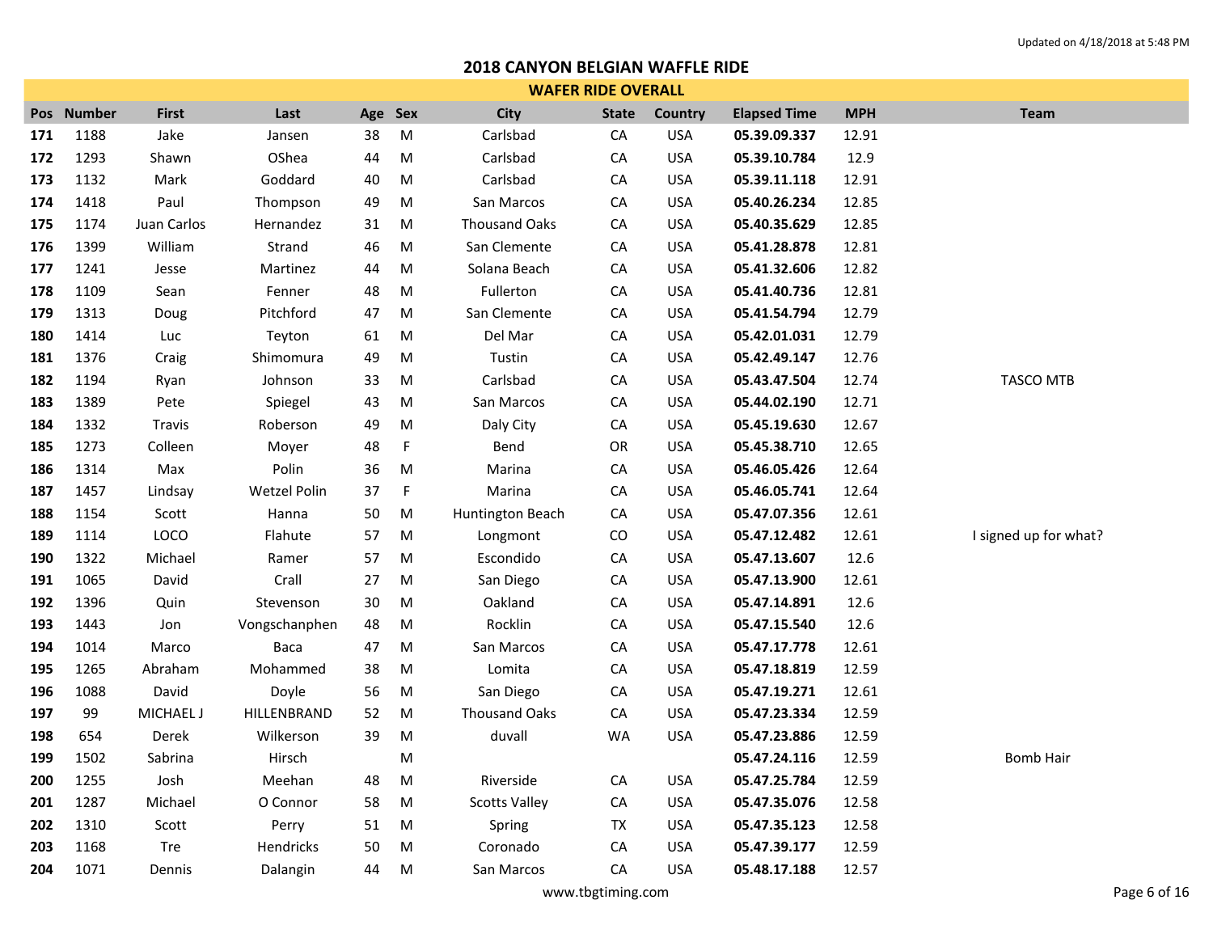Updated on 4/18/2018 at 5:48 PM

# 2018 CANYON BELGIAN WAFFLE RIDE

## WAFER RIDE OVERALL

| Pos | Number | First | Last | Age | Sex | City | State | Country | Elapsed Time | MPH | Team |
|---|---|---|---|---|---|---|---|---|---|---|---|
| 171 | 1188 | Jake | Jansen | 38 | M | Carlsbad | CA | USA | **05.39.09.337** | 12.91 | |
| 172 | 1293 | Shawn | OShea | 44 | M | Carlsbad | CA | USA | **05.39.10.784** | 12.9 | |
| 173 | 1132 | Mark | Goddard | 40 | M | Carlsbad | CA | USA | **05.39.11.118** | 12.91 | |
| 174 | 1418 | Paul | Thompson | 49 | M | San Marcos | CA | USA | **05.40.26.234** | 12.85 | |
| 175 | 1174 | Juan Carlos | Hernandez | 31 | M | Thousand Oaks | CA | USA | **05.40.35.629** | 12.85 | |
| 176 | 1399 | William | Strand | 46 | M | San Clemente | CA | USA | **05.41.28.878** | 12.81 | |
| 177 | 1241 | Jesse | Martinez | 44 | M | Solana Beach | CA | USA | **05.41.32.606** | 12.82 | |
| 178 | 1109 | Sean | Fenner | 48 | M | Fullerton | CA | USA | **05.41.40.736** | 12.81 | |
| 179 | 1313 | Doug | Pitchford | 47 | M | San Clemente | CA | USA | **05.41.54.794** | 12.79 | |
| 180 | 1414 | Luc | Teyton | 61 | M | Del Mar | CA | USA | **05.42.01.031** | 12.79 | |
| 181 | 1376 | Craig | Shimomura | 49 | M | Tustin | CA | USA | **05.42.49.147** | 12.76 | |
| 182 | 1194 | Ryan | Johnson | 33 | M | Carlsbad | CA | USA | **05.43.47.504** | 12.74 | TASCO MTB |
| 183 | 1389 | Pete | Spiegel | 43 | M | San Marcos | CA | USA | **05.44.02.190** | 12.71 | |
| 184 | 1332 | Travis | Roberson | 49 | M | Daly City | CA | USA | **05.45.19.630** | 12.67 | |
| 185 | 1273 | Colleen | Moyer | 48 | F | Bend | OR | USA | **05.45.38.710** | 12.65 | |
| 186 | 1314 | Max | Polin | 36 | M | Marina | CA | USA | **05.46.05.426** | 12.64 | |
| 187 | 1457 | Lindsay | Wetzel Polin | 37 | F | Marina | CA | USA | **05.46.05.741** | 12.64 | |
| 188 | 1154 | Scott | Hanna | 50 | M | Huntington Beach | CA | USA | **05.47.07.356** | 12.61 | |
| 189 | 1114 | LOCO | Flahute | 57 | M | Longmont | CO | USA | **05.47.12.482** | 12.61 | I signed up for what? |
| 190 | 1322 | Michael | Ramer | 57 | M | Escondido | CA | USA | **05.47.13.607** | 12.6 | |
| 191 | 1065 | David | Crall | 27 | M | San Diego | CA | USA | **05.47.13.900** | 12.61 | |
| 192 | 1396 | Quin | Stevenson | 30 | M | Oakland | CA | USA | **05.47.14.891** | 12.6 | |
| 193 | 1443 | Jon | Vongschanphen | 48 | M | Rocklin | CA | USA | **05.47.15.540** | 12.6 | |
| 194 | 1014 | Marco | Baca | 47 | M | San Marcos | CA | USA | **05.47.17.778** | 12.61 | |
| 195 | 1265 | Abraham | Mohammed | 38 | M | Lomita | CA | USA | **05.47.18.819** | 12.59 | |
| 196 | 1088 | David | Doyle | 56 | M | San Diego | CA | USA | **05.47.19.271** | 12.61 | |
| 197 | 99 | MICHAEL J | HILLENBRAND | 52 | M | Thousand Oaks | CA | USA | **05.47.23.334** | 12.59 | |
| 198 | 654 | Derek | Wilkerson | 39 | M | duvall | WA | USA | **05.47.23.886** | 12.59 | |
| 199 | 1502 | Sabrina | Hirsch | | M | | | | **05.47.24.116** | 12.59 | Bomb Hair |
| 200 | 1255 | Josh | Meehan | 48 | M | Riverside | CA | USA | **05.47.25.784** | 12.59 | |
| 201 | 1287 | Michael | O Connor | 58 | M | Scotts Valley | CA | USA | **05.47.35.076** | 12.58 | |
| 202 | 1310 | Scott | Perry | 51 | M | Spring | TX | USA | **05.47.35.123** | 12.58 | |
| 203 | 1168 | Tre | Hendricks | 50 | M | Coronado | CA | USA | **05.47.39.177** | 12.59 | |
| 204 | 1071 | Dennis | Dalangin | 44 | M | San Marcos | CA | USA | **05.48.17.188** | 12.57 | |

www.tbgtiming.com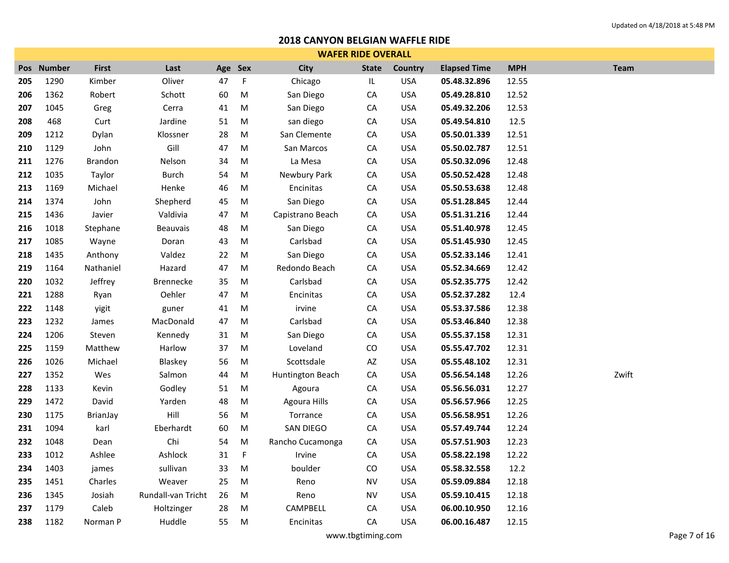Updated on 4/18/2018 at 5:48 PM

# 2018 CANYON BELGIAN WAFFLE RIDE

## WAFER RIDE OVERALL

| Pos | Number | First | Last | Age | Sex | City | State | Country | Elapsed Time | MPH | Team |
|---|---|---|---|---|---|---|---|---|---|---|---|
| 205 | 1290 | Kimber | Oliver | 47 | F | Chicago | IL | USA | 05.48.32.896 | 12.55 | |
| 206 | 1362 | Robert | Schott | 60 | M | San Diego | CA | USA | 05.49.28.810 | 12.52 | |
| 207 | 1045 | Greg | Cerra | 41 | M | San Diego | CA | USA | 05.49.32.206 | 12.53 | |
| 208 | 468 | Curt | Jardine | 51 | M | san diego | CA | USA | 05.49.54.810 | 12.5 | |
| 209 | 1212 | Dylan | Klossner | 28 | M | San Clemente | CA | USA | 05.50.01.339 | 12.51 | |
| 210 | 1129 | John | Gill | 47 | M | San Marcos | CA | USA | 05.50.02.787 | 12.51 | |
| 211 | 1276 | Brandon | Nelson | 34 | M | La Mesa | CA | USA | 05.50.32.096 | 12.48 | |
| 212 | 1035 | Taylor | Burch | 54 | M | Newbury Park | CA | USA | 05.50.52.428 | 12.48 | |
| 213 | 1169 | Michael | Henke | 46 | M | Encinitas | CA | USA | 05.50.53.638 | 12.48 | |
| 214 | 1374 | John | Shepherd | 45 | M | San Diego | CA | USA | 05.51.28.845 | 12.44 | |
| 215 | 1436 | Javier | Valdivia | 47 | M | Capistrano Beach | CA | USA | 05.51.31.216 | 12.44 | |
| 216 | 1018 | Stephane | Beauvais | 48 | M | San Diego | CA | USA | 05.51.40.978 | 12.45 | |
| 217 | 1085 | Wayne | Doran | 43 | M | Carlsbad | CA | USA | 05.51.45.930 | 12.45 | |
| 218 | 1435 | Anthony | Valdez | 22 | M | San Diego | CA | USA | 05.52.33.146 | 12.41 | |
| 219 | 1164 | Nathaniel | Hazard | 47 | M | Redondo Beach | CA | USA | 05.52.34.669 | 12.42 | |
| 220 | 1032 | Jeffrey | Brennecke | 35 | M | Carlsbad | CA | USA | 05.52.35.775 | 12.42 | |
| 221 | 1288 | Ryan | Oehler | 47 | M | Encinitas | CA | USA | 05.52.37.282 | 12.4 | |
| 222 | 1148 | yigit | guner | 41 | M | irvine | CA | USA | 05.53.37.586 | 12.38 | |
| 223 | 1232 | James | MacDonald | 47 | M | Carlsbad | CA | USA | 05.53.46.840 | 12.38 | |
| 224 | 1206 | Steven | Kennedy | 31 | M | San Diego | CA | USA | 05.55.37.158 | 12.31 | |
| 225 | 1159 | Matthew | Harlow | 37 | M | Loveland | CO | USA | 05.55.47.702 | 12.31 | |
| 226 | 1026 | Michael | Blaskey | 56 | M | Scottsdale | AZ | USA | 05.55.48.102 | 12.31 | |
| 227 | 1352 | Wes | Salmon | 44 | M | Huntington Beach | CA | USA | 05.56.54.148 | 12.26 | Zwift |
| 228 | 1133 | Kevin | Godley | 51 | M | Agoura | CA | USA | 05.56.56.031 | 12.27 | |
| 229 | 1472 | David | Yarden | 48 | M | Agoura Hills | CA | USA | 05.56.57.966 | 12.25 | |
| 230 | 1175 | BrianJay | Hill | 56 | M | Torrance | CA | USA | 05.56.58.951 | 12.26 | |
| 231 | 1094 | karl | Eberhardt | 60 | M | SAN DIEGO | CA | USA | 05.57.49.744 | 12.24 | |
| 232 | 1048 | Dean | Chi | 54 | M | Rancho Cucamonga | CA | USA | 05.57.51.903 | 12.23 | |
| 233 | 1012 | Ashlee | Ashlock | 31 | F | Irvine | CA | USA | 05.58.22.198 | 12.22 | |
| 234 | 1403 | james | sullivan | 33 | M | boulder | CO | USA | 05.58.32.558 | 12.2 | |
| 235 | 1451 | Charles | Weaver | 25 | M | Reno | NV | USA | 05.59.09.884 | 12.18 | |
| 236 | 1345 | Josiah | Rundall-van Tricht | 26 | M | Reno | NV | USA | 05.59.10.415 | 12.18 | |
| 237 | 1179 | Caleb | Holtzinger | 28 | M | CAMPBELL | CA | USA | 06.00.10.950 | 12.16 | |
| 238 | 1182 | Norman P | Huddle | 55 | M | Encinitas | CA | USA | 06.00.16.487 | 12.15 | |

www.tbgtiming.com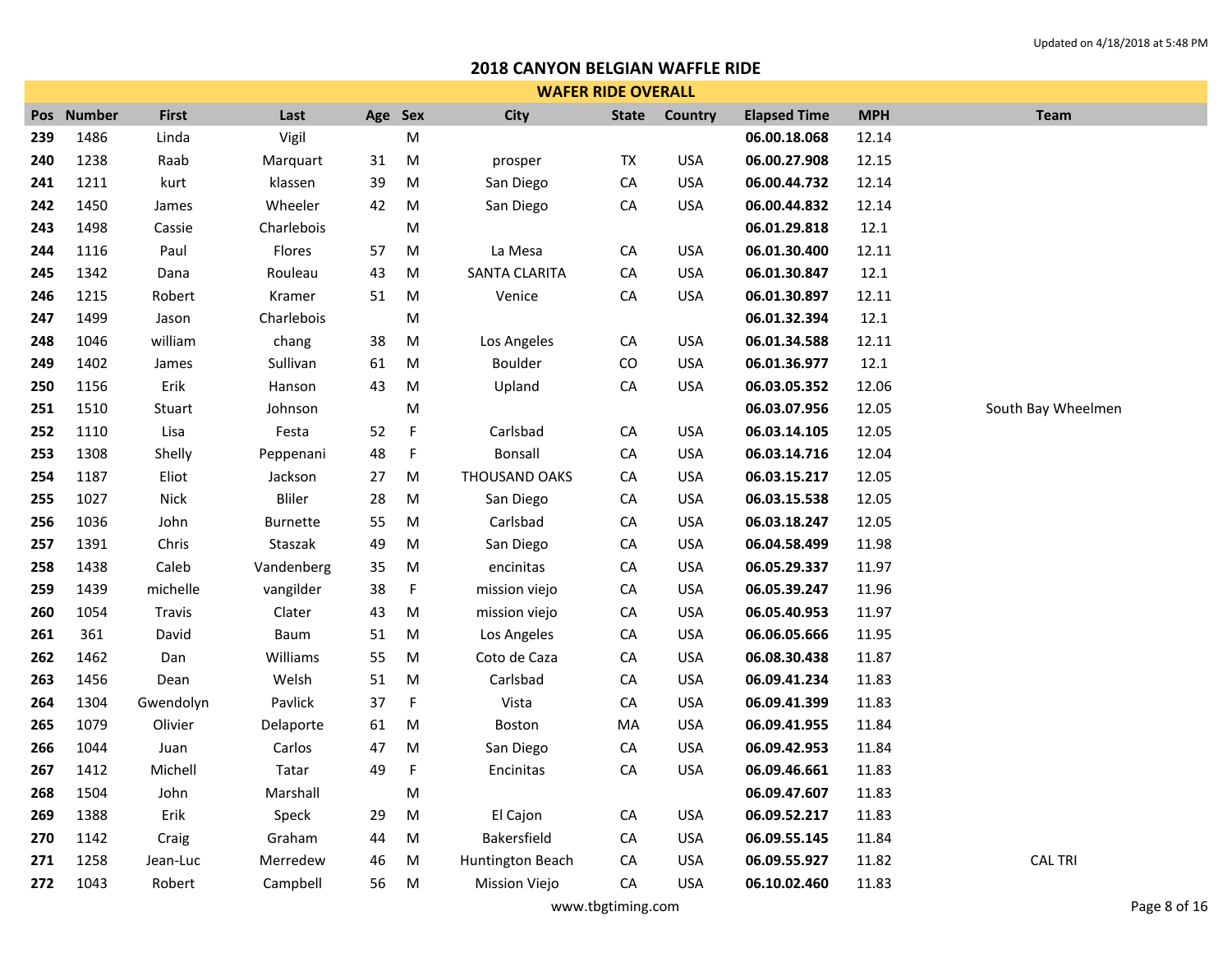# 2018 CANYON BELGIAN WAFFLE RIDE

## WAFER RIDE OVERALL

| Pos | Number | First | Last | Age | Sex | City | State | Country | Elapsed Time | MPH | Team |
|---|---|---|---|---|---|---|---|---|---|---|---|
| 239 | 1486 | Linda | Vigil | | M | | | | **06.00.18.068** | 12.14 | |
| 240 | 1238 | Raab | Marquart | 31 | M | prosper | TX | USA | **06.00.27.908** | 12.15 | |
| 241 | 1211 | kurt | klassen | 39 | M | San Diego | CA | USA | **06.00.44.732** | 12.14 | |
| 242 | 1450 | James | Wheeler | 42 | M | San Diego | CA | USA | **06.00.44.832** | 12.14 | |
| 243 | 1498 | Cassie | Charlebois | | M | | | | **06.01.29.818** | 12.1 | |
| 244 | 1116 | Paul | Flores | 57 | M | La Mesa | CA | USA | **06.01.30.400** | 12.11 | |
| 245 | 1342 | Dana | Rouleau | 43 | M | SANTA CLARITA | CA | USA | **06.01.30.847** | 12.1 | |
| 246 | 1215 | Robert | Kramer | 51 | M | Venice | CA | USA | **06.01.30.897** | 12.11 | |
| 247 | 1499 | Jason | Charlebois | | M | | | | **06.01.32.394** | 12.1 | |
| 248 | 1046 | william | chang | 38 | M | Los Angeles | CA | USA | **06.01.34.588** | 12.11 | |
| 249 | 1402 | James | Sullivan | 61 | M | Boulder | CO | USA | **06.01.36.977** | 12.1 | |
| 250 | 1156 | Erik | Hanson | 43 | M | Upland | CA | USA | **06.03.05.352** | 12.06 | |
| 251 | 1510 | Stuart | Johnson | | M | | | | **06.03.07.956** | 12.05 | South Bay Wheelmen |
| 252 | 1110 | Lisa | Festa | 52 | F | Carlsbad | CA | USA | **06.03.14.105** | 12.05 | |
| 253 | 1308 | Shelly | Peppenani | 48 | F | Bonsall | CA | USA | **06.03.14.716** | 12.04 | |
| 254 | 1187 | Eliot | Jackson | 27 | M | THOUSAND OAKS | CA | USA | **06.03.15.217** | 12.05 | |
| 255 | 1027 | Nick | Bliler | 28 | M | San Diego | CA | USA | **06.03.15.538** | 12.05 | |
| 256 | 1036 | John | Burnette | 55 | M | Carlsbad | CA | USA | **06.03.18.247** | 12.05 | |
| 257 | 1391 | Chris | Staszak | 49 | M | San Diego | CA | USA | **06.04.58.499** | 11.98 | |
| 258 | 1438 | Caleb | Vandenberg | 35 | M | encinitas | CA | USA | **06.05.29.337** | 11.97 | |
| 259 | 1439 | michelle | vangilder | 38 | F | mission viejo | CA | USA | **06.05.39.247** | 11.96 | |
| 260 | 1054 | Travis | Clater | 43 | M | mission viejo | CA | USA | **06.05.40.953** | 11.97 | |
| 261 | 361 | David | Baum | 51 | M | Los Angeles | CA | USA | **06.06.05.666** | 11.95 | |
| 262 | 1462 | Dan | Williams | 55 | M | Coto de Caza | CA | USA | **06.08.30.438** | 11.87 | |
| 263 | 1456 | Dean | Welsh | 51 | M | Carlsbad | CA | USA | **06.09.41.234** | 11.83 | |
| 264 | 1304 | Gwendolyn | Pavlick | 37 | F | Vista | CA | USA | **06.09.41.399** | 11.83 | |
| 265 | 1079 | Olivier | Delaporte | 61 | M | Boston | MA | USA | **06.09.41.955** | 11.84 | |
| 266 | 1044 | Juan | Carlos | 47 | M | San Diego | CA | USA | **06.09.42.953** | 11.84 | |
| 267 | 1412 | Michell | Tatar | 49 | F | Encinitas | CA | USA | **06.09.46.661** | 11.83 | |
| 268 | 1504 | John | Marshall | | M | | | | **06.09.47.607** | 11.83 | |
| 269 | 1388 | Erik | Speck | 29 | M | El Cajon | CA | USA | **06.09.52.217** | 11.83 | |
| 270 | 1142 | Craig | Graham | 44 | M | Bakersfield | CA | USA | **06.09.55.145** | 11.84 | |
| 271 | 1258 | Jean-Luc | Merredew | 46 | M | Huntington Beach | CA | USA | **06.09.55.927** | 11.82 | CAL TRI |
| 272 | 1043 | Robert | Campbell | 56 | M | Mission Viejo | CA | USA | **06.10.02.460** | 11.83 | |

www.tbgtiming.com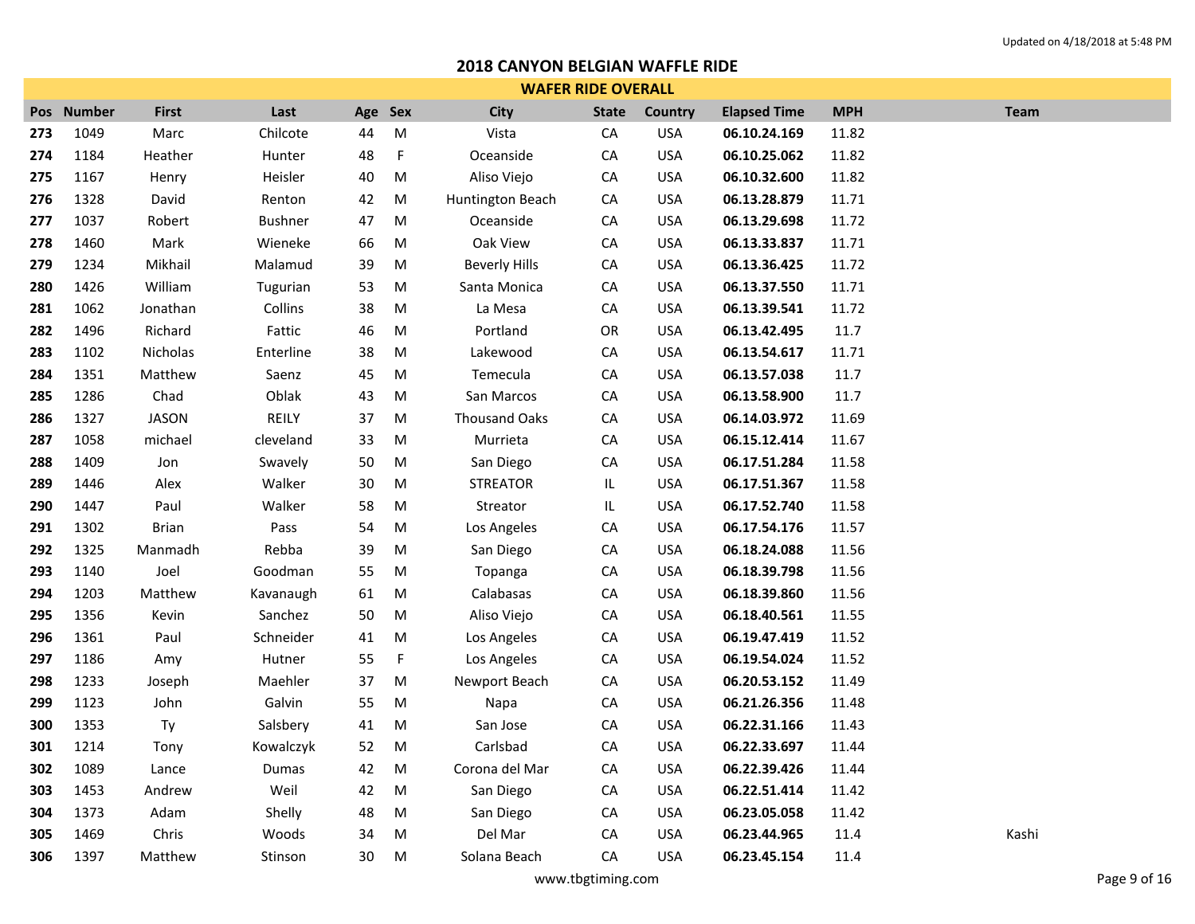Updated on 4/18/2018 at 5:48 PM

# 2018 CANYON BELGIAN WAFFLE RIDE

## WAFER RIDE OVERALL

| Pos | Number | First | Last | Age | Sex | City | State | Country | Elapsed Time | MPH | Team |
|---|---|---|---|---|---|---|---|---|---|---|---|
| **273** | 1049 | Marc | Chilcote | 44 | M | Vista | CA | USA | **06.10.24.169** | 11.82 | |
| **274** | 1184 | Heather | Hunter | 48 | F | Oceanside | CA | USA | **06.10.25.062** | 11.82 | |
| **275** | 1167 | Henry | Heisler | 40 | M | Aliso Viejo | CA | USA | **06.10.32.600** | 11.82 | |
| **276** | 1328 | David | Renton | 42 | M | Huntington Beach | CA | USA | **06.13.28.879** | 11.71 | |
| **277** | 1037 | Robert | Bushner | 47 | M | Oceanside | CA | USA | **06.13.29.698** | 11.72 | |
| **278** | 1460 | Mark | Wieneke | 66 | M | Oak View | CA | USA | **06.13.33.837** | 11.71 | |
| **279** | 1234 | Mikhail | Malamud | 39 | M | Beverly Hills | CA | USA | **06.13.36.425** | 11.72 | |
| **280** | 1426 | William | Tugurian | 53 | M | Santa Monica | CA | USA | **06.13.37.550** | 11.71 | |
| **281** | 1062 | Jonathan | Collins | 38 | M | La Mesa | CA | USA | **06.13.39.541** | 11.72 | |
| **282** | 1496 | Richard | Fattic | 46 | M | Portland | OR | USA | **06.13.42.495** | 11.7 | |
| **283** | 1102 | Nicholas | Enterline | 38 | M | Lakewood | CA | USA | **06.13.54.617** | 11.71 | |
| **284** | 1351 | Matthew | Saenz | 45 | M | Temecula | CA | USA | **06.13.57.038** | 11.7 | |
| **285** | 1286 | Chad | Oblak | 43 | M | San Marcos | CA | USA | **06.13.58.900** | 11.7 | |
| **286** | 1327 | JASON | REILY | 37 | M | Thousand Oaks | CA | USA | **06.14.03.972** | 11.69 | |
| **287** | 1058 | michael | cleveland | 33 | M | Murrieta | CA | USA | **06.15.12.414** | 11.67 | |
| **288** | 1409 | Jon | Swavely | 50 | M | San Diego | CA | USA | **06.17.51.284** | 11.58 | |
| **289** | 1446 | Alex | Walker | 30 | M | STREATOR | IL | USA | **06.17.51.367** | 11.58 | |
| **290** | 1447 | Paul | Walker | 58 | M | Streator | IL | USA | **06.17.52.740** | 11.58 | |
| **291** | 1302 | Brian | Pass | 54 | M | Los Angeles | CA | USA | **06.17.54.176** | 11.57 | |
| **292** | 1325 | Manmadh | Rebba | 39 | M | San Diego | CA | USA | **06.18.24.088** | 11.56 | |
| **293** | 1140 | Joel | Goodman | 55 | M | Topanga | CA | USA | **06.18.39.798** | 11.56 | |
| **294** | 1203 | Matthew | Kavanaugh | 61 | M | Calabasas | CA | USA | **06.18.39.860** | 11.56 | |
| **295** | 1356 | Kevin | Sanchez | 50 | M | Aliso Viejo | CA | USA | **06.18.40.561** | 11.55 | |
| **296** | 1361 | Paul | Schneider | 41 | M | Los Angeles | CA | USA | **06.19.47.419** | 11.52 | |
| **297** | 1186 | Amy | Hutner | 55 | F | Los Angeles | CA | USA | **06.19.54.024** | 11.52 | |
| **298** | 1233 | Joseph | Maehler | 37 | M | Newport Beach | CA | USA | **06.20.53.152** | 11.49 | |
| **299** | 1123 | John | Galvin | 55 | M | Napa | CA | USA | **06.21.26.356** | 11.48 | |
| **300** | 1353 | Ty | Salsbery | 41 | M | San Jose | CA | USA | **06.22.31.166** | 11.43 | |
| **301** | 1214 | Tony | Kowalczyk | 52 | M | Carlsbad | CA | USA | **06.22.33.697** | 11.44 | |
| **302** | 1089 | Lance | Dumas | 42 | M | Corona del Mar | CA | USA | **06.22.39.426** | 11.44 | |
| **303** | 1453 | Andrew | Weil | 42 | M | San Diego | CA | USA | **06.22.51.414** | 11.42 | |
| **304** | 1373 | Adam | Shelly | 48 | M | San Diego | CA | USA | **06.23.05.058** | 11.42 | |
| **305** | 1469 | Chris | Woods | 34 | M | Del Mar | CA | USA | **06.23.44.965** | 11.4 | Kashi |
| **306** | 1397 | Matthew | Stinson | 30 | M | Solana Beach | CA | USA | **06.23.45.154** | 11.4 | |

www.tbgtiming.com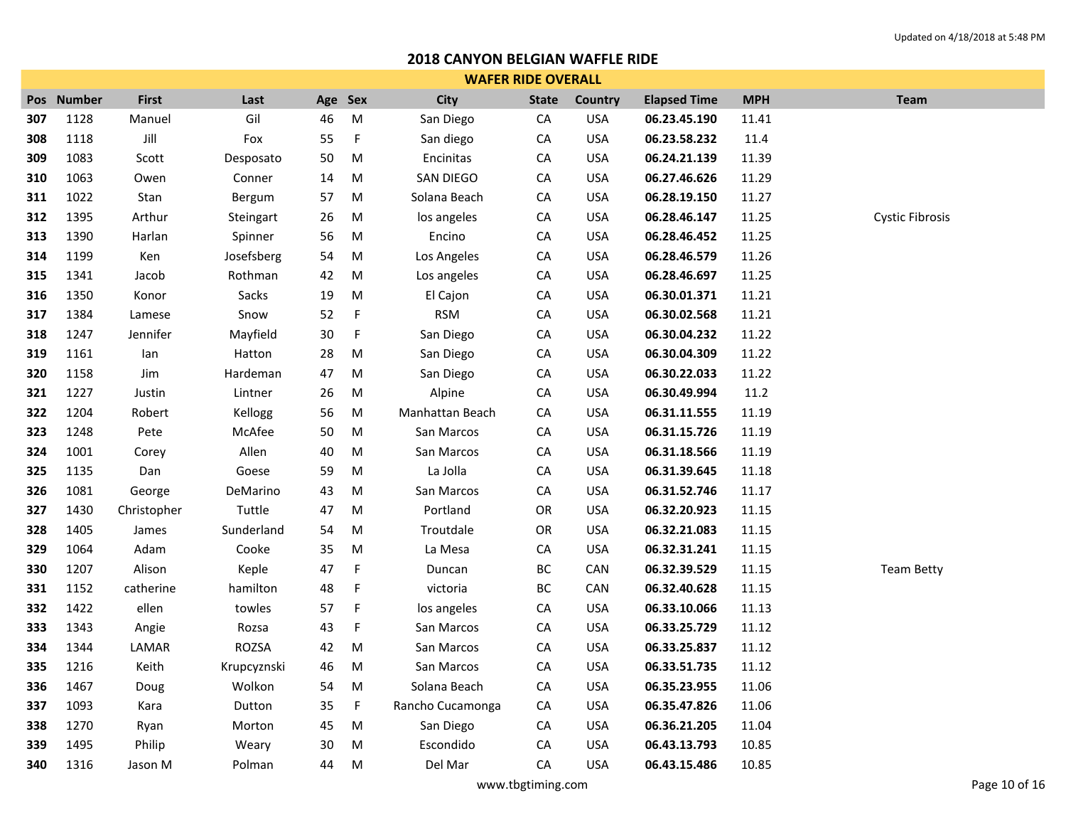Updated on 4/18/2018 at 5:48 PM

# 2018 CANYON BELGIAN WAFFLE RIDE

## WAFER RIDE OVERALL

| Pos | Number | First | Last | Age | Sex | City | State | Country | Elapsed Time | MPH | Team |
|---|---|---|---|---|---|---|---|---|---|---|---|
| **307** | 1128 | Manuel | Gil | 46 | M | San Diego | CA | USA | **06.23.45.190** | 11.41 | |
| **308** | 1118 | Jill | Fox | 55 | F | San diego | CA | USA | **06.23.58.232** | 11.4 | |
| **309** | 1083 | Scott | Desposato | 50 | M | Encinitas | CA | USA | **06.24.21.139** | 11.39 | |
| **310** | 1063 | Owen | Conner | 14 | M | SAN DIEGO | CA | USA | **06.27.46.626** | 11.29 | |
| **311** | 1022 | Stan | Bergum | 57 | M | Solana Beach | CA | USA | **06.28.19.150** | 11.27 | |
| **312** | 1395 | Arthur | Steingart | 26 | M | los angeles | CA | USA | **06.28.46.147** | 11.25 | Cystic Fibrosis |
| **313** | 1390 | Harlan | Spinner | 56 | M | Encino | CA | USA | **06.28.46.452** | 11.25 | |
| **314** | 1199 | Ken | Josefsberg | 54 | M | Los Angeles | CA | USA | **06.28.46.579** | 11.26 | |
| **315** | 1341 | Jacob | Rothman | 42 | M | Los angeles | CA | USA | **06.28.46.697** | 11.25 | |
| **316** | 1350 | Konor | Sacks | 19 | M | El Cajon | CA | USA | **06.30.01.371** | 11.21 | |
| **317** | 1384 | Lamese | Snow | 52 | F | RSM | CA | USA | **06.30.02.568** | 11.21 | |
| **318** | 1247 | Jennifer | Mayfield | 30 | F | San Diego | CA | USA | **06.30.04.232** | 11.22 | |
| **319** | 1161 | Ian | Hatton | 28 | M | San Diego | CA | USA | **06.30.04.309** | 11.22 | |
| **320** | 1158 | Jim | Hardeman | 47 | M | San Diego | CA | USA | **06.30.22.033** | 11.22 | |
| **321** | 1227 | Justin | Lintner | 26 | M | Alpine | CA | USA | **06.30.49.994** | 11.2 | |
| **322** | 1204 | Robert | Kellogg | 56 | M | Manhattan Beach | CA | USA | **06.31.11.555** | 11.19 | |
| **323** | 1248 | Pete | McAfee | 50 | M | San Marcos | CA | USA | **06.31.15.726** | 11.19 | |
| **324** | 1001 | Corey | Allen | 40 | M | San Marcos | CA | USA | **06.31.18.566** | 11.19 | |
| **325** | 1135 | Dan | Goese | 59 | M | La Jolla | CA | USA | **06.31.39.645** | 11.18 | |
| **326** | 1081 | George | DeMarino | 43 | M | San Marcos | CA | USA | **06.31.52.746** | 11.17 | |
| **327** | 1430 | Christopher | Tuttle | 47 | M | Portland | OR | USA | **06.32.20.923** | 11.15 | |
| **328** | 1405 | James | Sunderland | 54 | M | Troutdale | OR | USA | **06.32.21.083** | 11.15 | |
| **329** | 1064 | Adam | Cooke | 35 | M | La Mesa | CA | USA | **06.32.31.241** | 11.15 | |
| **330** | 1207 | Alison | Keple | 47 | F | Duncan | BC | CAN | **06.32.39.529** | 11.15 | Team Betty |
| **331** | 1152 | catherine | hamilton | 48 | F | victoria | BC | CAN | **06.32.40.628** | 11.15 | |
| **332** | 1422 | ellen | towles | 57 | F | los angeles | CA | USA | **06.33.10.066** | 11.13 | |
| **333** | 1343 | Angie | Rozsa | 43 | F | San Marcos | CA | USA | **06.33.25.729** | 11.12 | |
| **334** | 1344 | LAMAR | ROZSA | 42 | M | San Marcos | CA | USA | **06.33.25.837** | 11.12 | |
| **335** | 1216 | Keith | Krupcyznski | 46 | M | San Marcos | CA | USA | **06.33.51.735** | 11.12 | |
| **336** | 1467 | Doug | Wolkon | 54 | M | Solana Beach | CA | USA | **06.35.23.955** | 11.06 | |
| **337** | 1093 | Kara | Dutton | 35 | F | Rancho Cucamonga | CA | USA | **06.35.47.826** | 11.06 | |
| **338** | 1270 | Ryan | Morton | 45 | M | San Diego | CA | USA | **06.36.21.205** | 11.04 | |
| **339** | 1495 | Philip | Weary | 30 | M | Escondido | CA | USA | **06.43.13.793** | 10.85 | |
| **340** | 1316 | Jason M | Polman | 44 | M | Del Mar | CA | USA | **06.43.15.486** | 10.85 | |

www.tbgtiming.com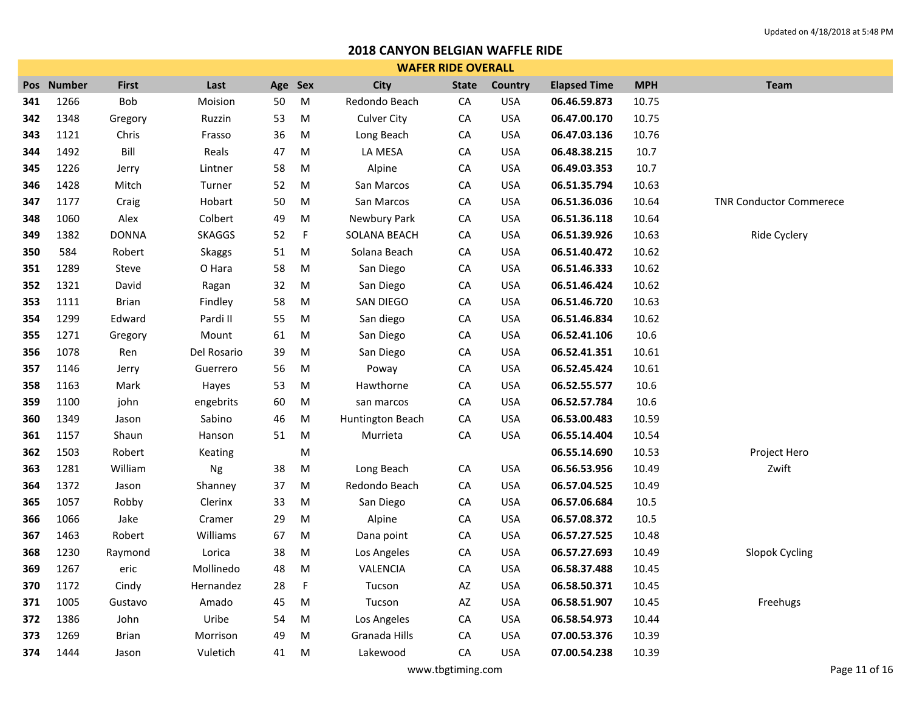Updated on 4/18/2018 at 5:48 PM

# 2018 CANYON BELGIAN WAFFLE RIDE

## WAFER RIDE OVERALL

| Pos | Number | First | Last | Age | Sex | City | State | Country | Elapsed Time | MPH | Team |
|---|---|---|---|---|---|---|---|---|---|---|---|
| 341 | 1266 | Bob | Moision | 50 | M | Redondo Beach | CA | USA | 06.46.59.873 | 10.75 | |
| 342 | 1348 | Gregory | Ruzzin | 53 | M | Culver City | CA | USA | 06.47.00.170 | 10.75 | |
| 343 | 1121 | Chris | Frasso | 36 | M | Long Beach | CA | USA | 06.47.03.136 | 10.76 | |
| 344 | 1492 | Bill | Reals | 47 | M | LA MESA | CA | USA | 06.48.38.215 | 10.7 | |
| 345 | 1226 | Jerry | Lintner | 58 | M | Alpine | CA | USA | 06.49.03.353 | 10.7 | |
| 346 | 1428 | Mitch | Turner | 52 | M | San Marcos | CA | USA | 06.51.35.794 | 10.63 | |
| 347 | 1177 | Craig | Hobart | 50 | M | San Marcos | CA | USA | 06.51.36.036 | 10.64 | TNR Conductor Commerece |
| 348 | 1060 | Alex | Colbert | 49 | M | Newbury Park | CA | USA | 06.51.36.118 | 10.64 | |
| 349 | 1382 | DONNA | SKAGGS | 52 | F | SOLANA BEACH | CA | USA | 06.51.39.926 | 10.63 | Ride Cyclery |
| 350 | 584 | Robert | Skaggs | 51 | M | Solana Beach | CA | USA | 06.51.40.472 | 10.62 | |
| 351 | 1289 | Steve | O Hara | 58 | M | San Diego | CA | USA | 06.51.46.333 | 10.62 | |
| 352 | 1321 | David | Ragan | 32 | M | San Diego | CA | USA | 06.51.46.424 | 10.62 | |
| 353 | 1111 | Brian | Findley | 58 | M | SAN DIEGO | CA | USA | 06.51.46.720 | 10.63 | |
| 354 | 1299 | Edward | Pardi II | 55 | M | San diego | CA | USA | 06.51.46.834 | 10.62 | |
| 355 | 1271 | Gregory | Mount | 61 | M | San Diego | CA | USA | 06.52.41.106 | 10.6 | |
| 356 | 1078 | Ren | Del Rosario | 39 | M | San Diego | CA | USA | 06.52.41.351 | 10.61 | |
| 357 | 1146 | Jerry | Guerrero | 56 | M | Poway | CA | USA | 06.52.45.424 | 10.61 | |
| 358 | 1163 | Mark | Hayes | 53 | M | Hawthorne | CA | USA | 06.52.55.577 | 10.6 | |
| 359 | 1100 | john | engebrits | 60 | M | san marcos | CA | USA | 06.52.57.784 | 10.6 | |
| 360 | 1349 | Jason | Sabino | 46 | M | Huntington Beach | CA | USA | 06.53.00.483 | 10.59 | |
| 361 | 1157 | Shaun | Hanson | 51 | M | Murrieta | CA | USA | 06.55.14.404 | 10.54 | |
| 362 | 1503 | Robert | Keating | | M | | | | 06.55.14.690 | 10.53 | Project Hero |
| 363 | 1281 | William | Ng | 38 | M | Long Beach | CA | USA | 06.56.53.956 | 10.49 | Zwift |
| 364 | 1372 | Jason | Shanney | 37 | M | Redondo Beach | CA | USA | 06.57.04.525 | 10.49 | |
| 365 | 1057 | Robby | Clerinx | 33 | M | San Diego | CA | USA | 06.57.06.684 | 10.5 | |
| 366 | 1066 | Jake | Cramer | 29 | M | Alpine | CA | USA | 06.57.08.372 | 10.5 | |
| 367 | 1463 | Robert | Williams | 67 | M | Dana point | CA | USA | 06.57.27.525 | 10.48 | |
| 368 | 1230 | Raymond | Lorica | 38 | M | Los Angeles | CA | USA | 06.57.27.693 | 10.49 | Slopok Cycling |
| 369 | 1267 | eric | Mollinedo | 48 | M | VALENCIA | CA | USA | 06.58.37.488 | 10.45 | |
| 370 | 1172 | Cindy | Hernandez | 28 | F | Tucson | AZ | USA | 06.58.50.371 | 10.45 | |
| 371 | 1005 | Gustavo | Amado | 45 | M | Tucson | AZ | USA | 06.58.51.907 | 10.45 | Freehugs |
| 372 | 1386 | John | Uribe | 54 | M | Los Angeles | CA | USA | 06.58.54.973 | 10.44 | |
| 373 | 1269 | Brian | Morrison | 49 | M | Granada Hills | CA | USA | 07.00.53.376 | 10.39 | |
| 374 | 1444 | Jason | Vuletich | 41 | M | Lakewood | CA | USA | 07.00.54.238 | 10.39 | |

www.tbgtiming.com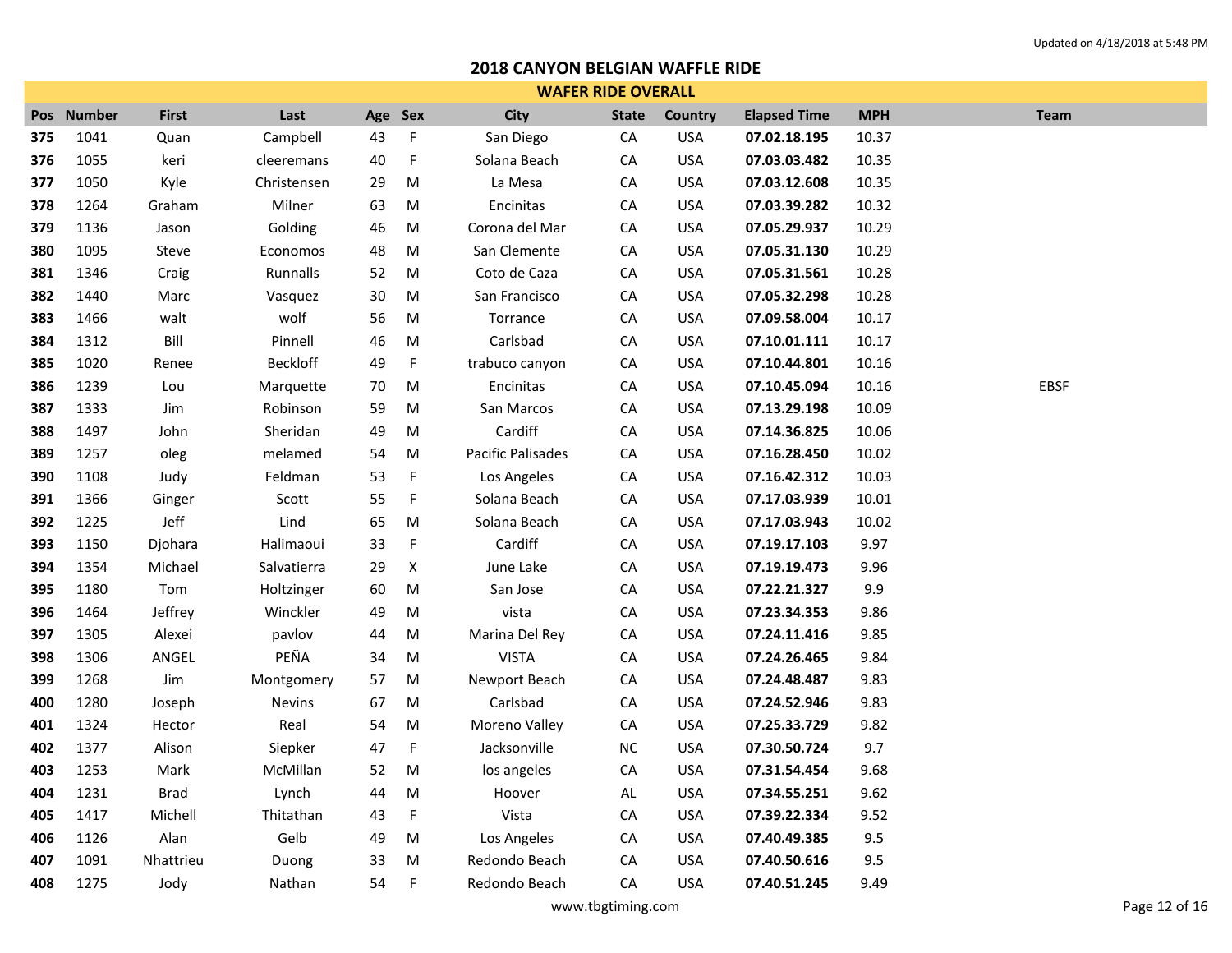# 2018 CANYON BELGIAN WAFFLE RIDE

## WAFER RIDE OVERALL

| Pos | Number | First | Last | Age | Sex | City | State | Country | Elapsed Time | MPH | Team |
|---|---|---|---|---|---|---|---|---|---|---|---|
| 375 | 1041 | Quan | Campbell | 43 | F | San Diego | CA | USA | **07.02.18.195** | 10.37 | |
| 376 | 1055 | keri | cleeremans | 40 | F | Solana Beach | CA | USA | **07.03.03.482** | 10.35 | |
| 377 | 1050 | Kyle | Christensen | 29 | M | La Mesa | CA | USA | **07.03.12.608** | 10.35 | |
| 378 | 1264 | Graham | Milner | 63 | M | Encinitas | CA | USA | **07.03.39.282** | 10.32 | |
| 379 | 1136 | Jason | Golding | 46 | M | Corona del Mar | CA | USA | **07.05.29.937** | 10.29 | |
| 380 | 1095 | Steve | Economos | 48 | M | San Clemente | CA | USA | **07.05.31.130** | 10.29 | |
| 381 | 1346 | Craig | Runnalls | 52 | M | Coto de Caza | CA | USA | **07.05.31.561** | 10.28 | |
| 382 | 1440 | Marc | Vasquez | 30 | M | San Francisco | CA | USA | **07.05.32.298** | 10.28 | |
| 383 | 1466 | walt | wolf | 56 | M | Torrance | CA | USA | **07.09.58.004** | 10.17 | |
| 384 | 1312 | Bill | Pinnell | 46 | M | Carlsbad | CA | USA | **07.10.01.111** | 10.17 | |
| 385 | 1020 | Renee | Beckloff | 49 | F | trabuco canyon | CA | USA | **07.10.44.801** | 10.16 | |
| 386 | 1239 | Lou | Marquette | 70 | M | Encinitas | CA | USA | **07.10.45.094** | 10.16 | EBSF |
| 387 | 1333 | Jim | Robinson | 59 | M | San Marcos | CA | USA | **07.13.29.198** | 10.09 | |
| 388 | 1497 | John | Sheridan | 49 | M | Cardiff | CA | USA | **07.14.36.825** | 10.06 | |
| 389 | 1257 | oleg | melamed | 54 | M | Pacific Palisades | CA | USA | **07.16.28.450** | 10.02 | |
| 390 | 1108 | Judy | Feldman | 53 | F | Los Angeles | CA | USA | **07.16.42.312** | 10.03 | |
| 391 | 1366 | Ginger | Scott | 55 | F | Solana Beach | CA | USA | **07.17.03.939** | 10.01 | |
| 392 | 1225 | Jeff | Lind | 65 | M | Solana Beach | CA | USA | **07.17.03.943** | 10.02 | |
| 393 | 1150 | Djohara | Halimaoui | 33 | F | Cardiff | CA | USA | **07.19.17.103** | 9.97 | |
| 394 | 1354 | Michael | Salvatierra | 29 | X | June Lake | CA | USA | **07.19.19.473** | 9.96 | |
| 395 | 1180 | Tom | Holtzinger | 60 | M | San Jose | CA | USA | **07.22.21.327** | 9.9 | |
| 396 | 1464 | Jeffrey | Winckler | 49 | M | vista | CA | USA | **07.23.34.353** | 9.86 | |
| 397 | 1305 | Alexei | pavlov | 44 | M | Marina Del Rey | CA | USA | **07.24.11.416** | 9.85 | |
| 398 | 1306 | ANGEL | PEÑA | 34 | M | VISTA | CA | USA | **07.24.26.465** | 9.84 | |
| 399 | 1268 | Jim | Montgomery | 57 | M | Newport Beach | CA | USA | **07.24.48.487** | 9.83 | |
| 400 | 1280 | Joseph | Nevins | 67 | M | Carlsbad | CA | USA | **07.24.52.946** | 9.83 | |
| 401 | 1324 | Hector | Real | 54 | M | Moreno Valley | CA | USA | **07.25.33.729** | 9.82 | |
| 402 | 1377 | Alison | Siepker | 47 | F | Jacksonville | NC | USA | **07.30.50.724** | 9.7 | |
| 403 | 1253 | Mark | McMillan | 52 | M | los angeles | CA | USA | **07.31.54.454** | 9.68 | |
| 404 | 1231 | Brad | Lynch | 44 | M | Hoover | AL | USA | **07.34.55.251** | 9.62 | |
| 405 | 1417 | Michell | Thitathan | 43 | F | Vista | CA | USA | **07.39.22.334** | 9.52 | |
| 406 | 1126 | Alan | Gelb | 49 | M | Los Angeles | CA | USA | **07.40.49.385** | 9.5 | |
| 407 | 1091 | Nhattrieu | Duong | 33 | M | Redondo Beach | CA | USA | **07.40.50.616** | 9.5 | |
| 408 | 1275 | Jody | Nathan | 54 | F | Redondo Beach | CA | USA | **07.40.51.245** | 9.49 | |

www.tbgtiming.com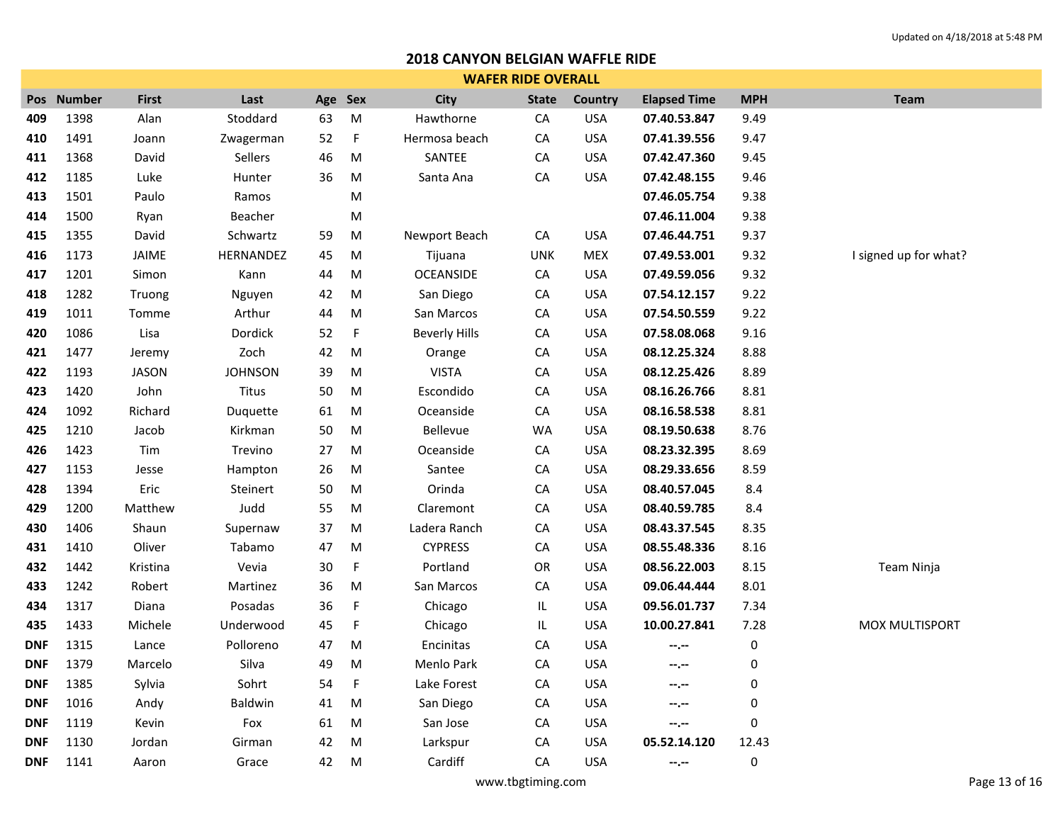# 2018 CANYON BELGIAN WAFFLE RIDE

## WAFER RIDE OVERALL

Updated on 4/18/2018 at 5:48 PM

| Pos | Number | First | Last | Age | Sex | City | State | Country | Elapsed Time | MPH | Team |
|---|---|---|---|---|---|---|---|---|---|---|---|
| 409 | 1398 | Alan | Stoddard | 63 | M | Hawthorne | CA | USA | **07.40.53.847** | 9.49 | |
| 410 | 1491 | Joann | Zwagerman | 52 | F | Hermosa beach | CA | USA | **07.41.39.556** | 9.47 | |
| 411 | 1368 | David | Sellers | 46 | M | SANTEE | CA | USA | **07.42.47.360** | 9.45 | |
| 412 | 1185 | Luke | Hunter | 36 | M | Santa Ana | CA | USA | **07.42.48.155** | 9.46 | |
| 413 | 1501 | Paulo | Ramos | | M | | | | **07.46.05.754** | 9.38 | |
| 414 | 1500 | Ryan | Beacher | | M | | | | **07.46.11.004** | 9.38 | |
| 415 | 1355 | David | Schwartz | 59 | M | Newport Beach | CA | USA | **07.46.44.751** | 9.37 | |
| 416 | 1173 | JAIME | HERNANDEZ | 45 | M | Tijuana | UNK | MEX | **07.49.53.001** | 9.32 | I signed up for what? |
| 417 | 1201 | Simon | Kann | 44 | M | OCEANSIDE | CA | USA | **07.49.59.056** | 9.32 | |
| 418 | 1282 | Truong | Nguyen | 42 | M | San Diego | CA | USA | **07.54.12.157** | 9.22 | |
| 419 | 1011 | Tomme | Arthur | 44 | M | San Marcos | CA | USA | **07.54.50.559** | 9.22 | |
| 420 | 1086 | Lisa | Dordick | 52 | F | Beverly Hills | CA | USA | **07.58.08.068** | 9.16 | |
| 421 | 1477 | Jeremy | Zoch | 42 | M | Orange | CA | USA | **08.12.25.324** | 8.88 | |
| 422 | 1193 | JASON | JOHNSON | 39 | M | VISTA | CA | USA | **08.12.25.426** | 8.89 | |
| 423 | 1420 | John | Titus | 50 | M | Escondido | CA | USA | **08.16.26.766** | 8.81 | |
| 424 | 1092 | Richard | Duquette | 61 | M | Oceanside | CA | USA | **08.16.58.538** | 8.81 | |
| 425 | 1210 | Jacob | Kirkman | 50 | M | Bellevue | WA | USA | **08.19.50.638** | 8.76 | |
| 426 | 1423 | Tim | Trevino | 27 | M | Oceanside | CA | USA | **08.23.32.395** | 8.69 | |
| 427 | 1153 | Jesse | Hampton | 26 | M | Santee | CA | USA | **08.29.33.656** | 8.59 | |
| 428 | 1394 | Eric | Steinert | 50 | M | Orinda | CA | USA | **08.40.57.045** | 8.4 | |
| 429 | 1200 | Matthew | Judd | 55 | M | Claremont | CA | USA | **08.40.59.785** | 8.4 | |
| 430 | 1406 | Shaun | Supernaw | 37 | M | Ladera Ranch | CA | USA | **08.43.37.545** | 8.35 | |
| 431 | 1410 | Oliver | Tabamo | 47 | M | CYPRESS | CA | USA | **08.55.48.336** | 8.16 | |
| 432 | 1442 | Kristina | Vevia | 30 | F | Portland | OR | USA | **08.56.22.003** | 8.15 | Team Ninja |
| 433 | 1242 | Robert | Martinez | 36 | M | San Marcos | CA | USA | **09.06.44.444** | 8.01 | |
| 434 | 1317 | Diana | Posadas | 36 | F | Chicago | IL | USA | **09.56.01.737** | 7.34 | |
| 435 | 1433 | Michele | Underwood | 45 | F | Chicago | IL | USA | **10.00.27.841** | 7.28 | MOX MULTISPORT |
| DNF | 1315 | Lance | Polloreno | 47 | M | Encinitas | CA | USA | **--.--** | 0 | |
| DNF | 1379 | Marcelo | Silva | 49 | M | Menlo Park | CA | USA | **--.--** | 0 | |
| DNF | 1385 | Sylvia | Sohrt | 54 | F | Lake Forest | CA | USA | **--.--** | 0 | |
| DNF | 1016 | Andy | Baldwin | 41 | M | San Diego | CA | USA | **--.--** | 0 | |
| DNF | 1119 | Kevin | Fox | 61 | M | San Jose | CA | USA | **--.--** | 0 | |
| DNF | 1130 | Jordan | Girman | 42 | M | Larkspur | CA | USA | **05.52.14.120** | 12.43 | |
| DNF | 1141 | Aaron | Grace | 42 | M | Cardiff | CA | USA | **--.--** | 0 | |

www.tbgtiming.com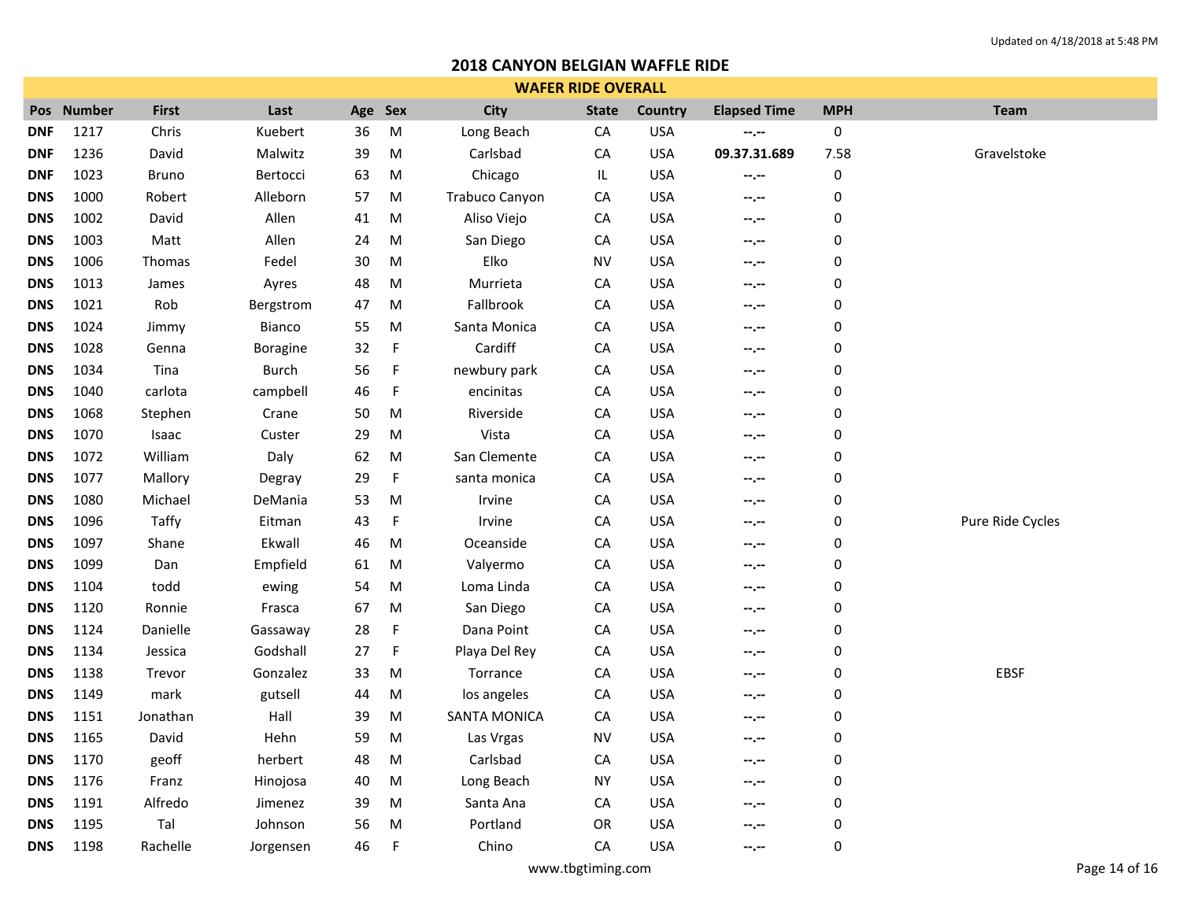Updated on 4/18/2018 at 5:48 PM

# 2018 CANYON BELGIAN WAFFLE RIDE

## WAFER RIDE OVERALL

| Pos | Number | First | Last | Age | Sex | City | State | Country | Elapsed Time | MPH | Team |
|---|---|---|---|---|---|---|---|---|---|---|---|
| **DNF** | 1217 | Chris | Kuebert | 36 | M | Long Beach | CA | USA | **--.--** | 0 | |
| **DNF** | 1236 | David | Malwitz | 39 | M | Carlsbad | CA | USA | **09.37.31.689** | 7.58 | Gravelstoke |
| **DNF** | 1023 | Bruno | Bertocci | 63 | M | Chicago | IL | USA | **--.--** | 0 | |
| **DNS** | 1000 | Robert | Alleborn | 57 | M | Trabuco Canyon | CA | USA | **--.--** | 0 | |
| **DNS** | 1002 | David | Allen | 41 | M | Aliso Viejo | CA | USA | **--.--** | 0 | |
| **DNS** | 1003 | Matt | Allen | 24 | M | San Diego | CA | USA | **--.--** | 0 | |
| **DNS** | 1006 | Thomas | Fedel | 30 | M | Elko | NV | USA | **--.--** | 0 | |
| **DNS** | 1013 | James | Ayres | 48 | M | Murrieta | CA | USA | **--.--** | 0 | |
| **DNS** | 1021 | Rob | Bergstrom | 47 | M | Fallbrook | CA | USA | **--.--** | 0 | |
| **DNS** | 1024 | Jimmy | Bianco | 55 | M | Santa Monica | CA | USA | **--.--** | 0 | |
| **DNS** | 1028 | Genna | Boragine | 32 | F | Cardiff | CA | USA | **--.--** | 0 | |
| **DNS** | 1034 | Tina | Burch | 56 | F | newbury park | CA | USA | **--.--** | 0 | |
| **DNS** | 1040 | carlota | campbell | 46 | F | encinitas | CA | USA | **--.--** | 0 | |
| **DNS** | 1068 | Stephen | Crane | 50 | M | Riverside | CA | USA | **--.--** | 0 | |
| **DNS** | 1070 | Isaac | Custer | 29 | M | Vista | CA | USA | **--.--** | 0 | |
| **DNS** | 1072 | William | Daly | 62 | M | San Clemente | CA | USA | **--.--** | 0 | |
| **DNS** | 1077 | Mallory | Degray | 29 | F | santa monica | CA | USA | **--.--** | 0 | |
| **DNS** | 1080 | Michael | DeMania | 53 | M | Irvine | CA | USA | **--.--** | 0 | |
| **DNS** | 1096 | Taffy | Eitman | 43 | F | Irvine | CA | USA | **--.--** | 0 | Pure Ride Cycles |
| **DNS** | 1097 | Shane | Ekwall | 46 | M | Oceanside | CA | USA | **--.--** | 0 | |
| **DNS** | 1099 | Dan | Empfield | 61 | M | Valyermo | CA | USA | **--.--** | 0 | |
| **DNS** | 1104 | todd | ewing | 54 | M | Loma Linda | CA | USA | **--.--** | 0 | |
| **DNS** | 1120 | Ronnie | Frasca | 67 | M | San Diego | CA | USA | **--.--** | 0 | |
| **DNS** | 1124 | Danielle | Gassaway | 28 | F | Dana Point | CA | USA | **--.--** | 0 | |
| **DNS** | 1134 | Jessica | Godshall | 27 | F | Playa Del Rey | CA | USA | **--.--** | 0 | |
| **DNS** | 1138 | Trevor | Gonzalez | 33 | M | Torrance | CA | USA | **--.--** | 0 | EBSF |
| **DNS** | 1149 | mark | gutsell | 44 | M | los angeles | CA | USA | **--.--** | 0 | |
| **DNS** | 1151 | Jonathan | Hall | 39 | M | SANTA MONICA | CA | USA | **--.--** | 0 | |
| **DNS** | 1165 | David | Hehn | 59 | M | Las Vrgas | NV | USA | **--.--** | 0 | |
| **DNS** | 1170 | geoff | herbert | 48 | M | Carlsbad | CA | USA | **--.--** | 0 | |
| **DNS** | 1176 | Franz | Hinojosa | 40 | M | Long Beach | NY | USA | **--.--** | 0 | |
| **DNS** | 1191 | Alfredo | Jimenez | 39 | M | Santa Ana | CA | USA | **--.--** | 0 | |
| **DNS** | 1195 | Tal | Johnson | 56 | M | Portland | OR | USA | **--.--** | 0 | |
| **DNS** | 1198 | Rachelle | Jorgensen | 46 | F | Chino | CA | USA | **--.--** | 0 | |

www.tbgtiming.com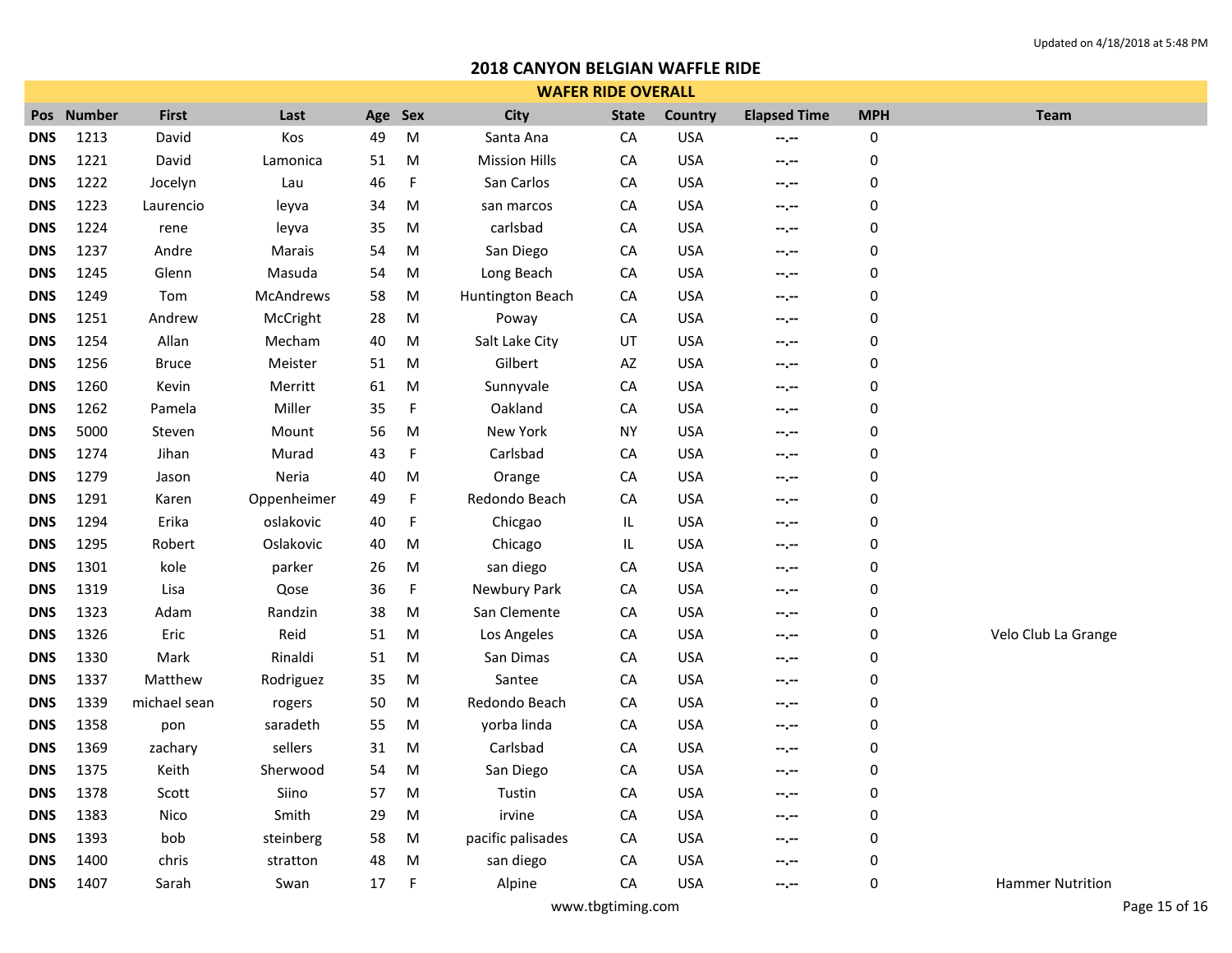"Updated on 4/18/2018 at 5:48 PM" is a header-like line; I'll include the title.

# 2018 CANYON BELGIAN WAFFLE RIDE

## WAFER RIDE OVERALL

| Pos | Number | First | Last | Age | Sex | City | State | Country | Elapsed Time | MPH | Team |
|---|---|---|---|---|---|---|---|---|---|---|---|
| **DNS** | 1213 | David | Kos | 49 | M | Santa Ana | CA | USA | --.-- | 0 | |
| **DNS** | 1221 | David | Lamonica | 51 | M | Mission Hills | CA | USA | --.-- | 0 | |
| **DNS** | 1222 | Jocelyn | Lau | 46 | F | San Carlos | CA | USA | --.-- | 0 | |
| **DNS** | 1223 | Laurencio | leyva | 34 | M | san marcos | CA | USA | --.-- | 0 | |
| **DNS** | 1224 | rene | leyva | 35 | M | carlsbad | CA | USA | --.-- | 0 | |
| **DNS** | 1237 | Andre | Marais | 54 | M | San Diego | CA | USA | --.-- | 0 | |
| **DNS** | 1245 | Glenn | Masuda | 54 | M | Long Beach | CA | USA | --.-- | 0 | |
| **DNS** | 1249 | Tom | McAndrews | 58 | M | Huntington Beach | CA | USA | --.-- | 0 | |
| **DNS** | 1251 | Andrew | McCright | 28 | M | Poway | CA | USA | --.-- | 0 | |
| **DNS** | 1254 | Allan | Mecham | 40 | M | Salt Lake City | UT | USA | --.-- | 0 | |
| **DNS** | 1256 | Bruce | Meister | 51 | M | Gilbert | AZ | USA | --.-- | 0 | |
| **DNS** | 1260 | Kevin | Merritt | 61 | M | Sunnyvale | CA | USA | --.-- | 0 | |
| **DNS** | 1262 | Pamela | Miller | 35 | F | Oakland | CA | USA | --.-- | 0 | |
| **DNS** | 5000 | Steven | Mount | 56 | M | New York | NY | USA | --.-- | 0 | |
| **DNS** | 1274 | Jihan | Murad | 43 | F | Carlsbad | CA | USA | --.-- | 0 | |
| **DNS** | 1279 | Jason | Neria | 40 | M | Orange | CA | USA | --.-- | 0 | |
| **DNS** | 1291 | Karen | Oppenheimer | 49 | F | Redondo Beach | CA | USA | --.-- | 0 | |
| **DNS** | 1294 | Erika | oslakovic | 40 | F | Chicgao | IL | USA | --.-- | 0 | |
| **DNS** | 1295 | Robert | Oslakovic | 40 | M | Chicago | IL | USA | --.-- | 0 | |
| **DNS** | 1301 | kole | parker | 26 | M | san diego | CA | USA | --.-- | 0 | |
| **DNS** | 1319 | Lisa | Qose | 36 | F | Newbury Park | CA | USA | --.-- | 0 | |
| **DNS** | 1323 | Adam | Randzin | 38 | M | San Clemente | CA | USA | --.-- | 0 | |
| **DNS** | 1326 | Eric | Reid | 51 | M | Los Angeles | CA | USA | --.-- | 0 | Velo Club La Grange |
| **DNS** | 1330 | Mark | Rinaldi | 51 | M | San Dimas | CA | USA | --.-- | 0 | |
| **DNS** | 1337 | Matthew | Rodriguez | 35 | M | Santee | CA | USA | --.-- | 0 | |
| **DNS** | 1339 | michael sean | rogers | 50 | M | Redondo Beach | CA | USA | --.-- | 0 | |
| **DNS** | 1358 | pon | saradeth | 55 | M | yorba linda | CA | USA | --.-- | 0 | |
| **DNS** | 1369 | zachary | sellers | 31 | M | Carlsbad | CA | USA | --.-- | 0 | |
| **DNS** | 1375 | Keith | Sherwood | 54 | M | San Diego | CA | USA | --.-- | 0 | |
| **DNS** | 1378 | Scott | Siino | 57 | M | Tustin | CA | USA | --.-- | 0 | |
| **DNS** | 1383 | Nico | Smith | 29 | M | irvine | CA | USA | --.-- | 0 | |
| **DNS** | 1393 | bob | steinberg | 58 | M | pacific palisades | CA | USA | --.-- | 0 | |
| **DNS** | 1400 | chris | stratton | 48 | M | san diego | CA | USA | --.-- | 0 | |
| **DNS** | 1407 | Sarah | Swan | 17 | F | Alpine | CA | USA | --.-- | 0 | Hammer Nutrition |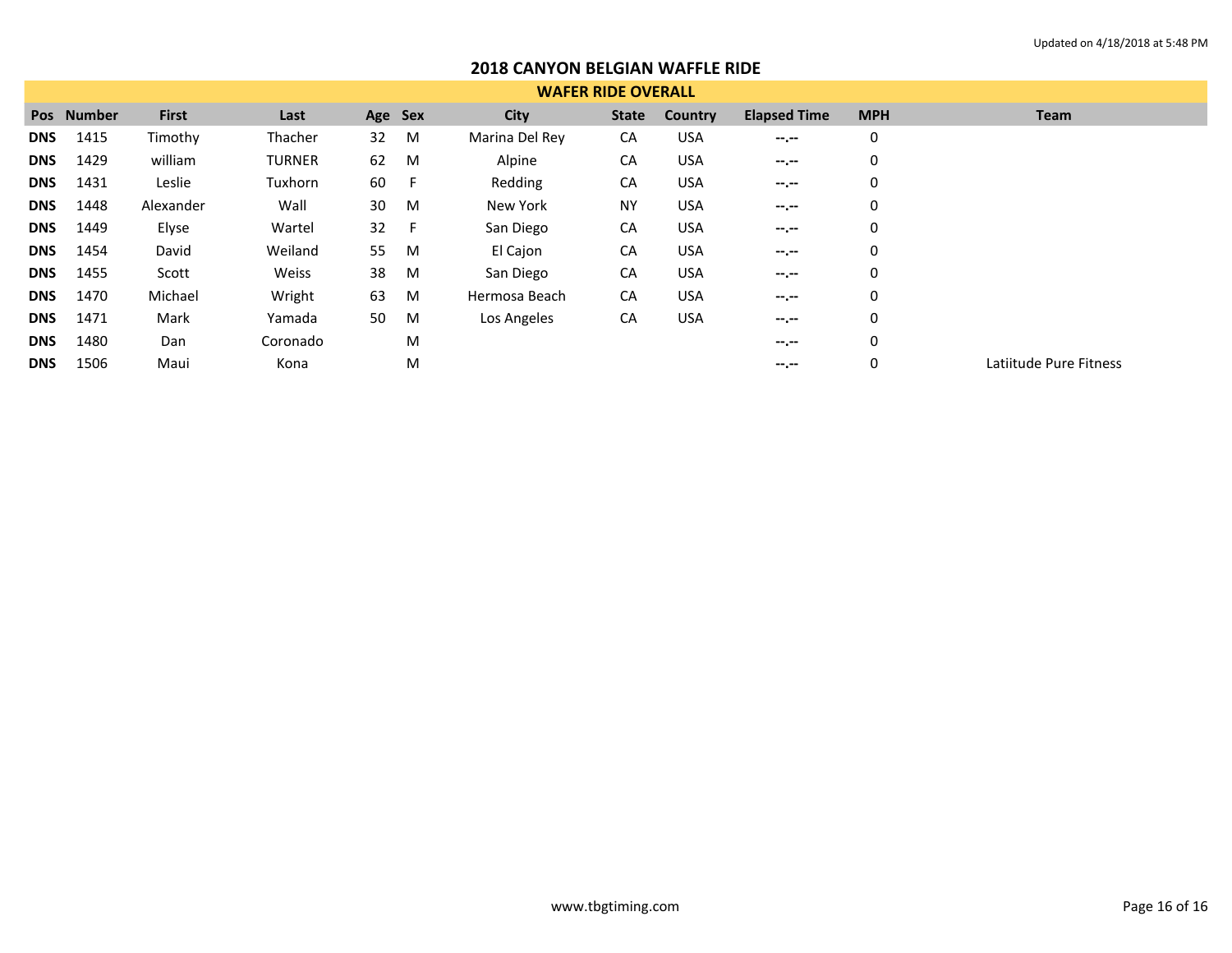Updated on 4/18/2018 at 5:48 PM

# 2018 CANYON BELGIAN WAFFLE RIDE

## WAFER RIDE OVERALL

| Pos | Number | First | Last | Age | Sex | City | State | Country | Elapsed Time | MPH | Team |
|---|---|---|---|---|---|---|---|---|---|---|---|
| **DNS** | 1415 | Timothy | Thacher | 32 | M | Marina Del Rey | CA | USA | --.-- | 0 | |
| **DNS** | 1429 | william | TURNER | 62 | M | Alpine | CA | USA | --.-- | 0 | |
| **DNS** | 1431 | Leslie | Tuxhorn | 60 | F | Redding | CA | USA | --.-- | 0 | |
| **DNS** | 1448 | Alexander | Wall | 30 | M | New York | NY | USA | --.-- | 0 | |
| **DNS** | 1449 | Elyse | Wartel | 32 | F | San Diego | CA | USA | --.-- | 0 | |
| **DNS** | 1454 | David | Weiland | 55 | M | El Cajon | CA | USA | --.-- | 0 | |
| **DNS** | 1455 | Scott | Weiss | 38 | M | San Diego | CA | USA | --.-- | 0 | |
| **DNS** | 1470 | Michael | Wright | 63 | M | Hermosa Beach | CA | USA | --.-- | 0 | |
| **DNS** | 1471 | Mark | Yamada | 50 | M | Los Angeles | CA | USA | --.-- | 0 | |
| **DNS** | 1480 | Dan | Coronado | | M | | | | --.-- | 0 | |
| **DNS** | 1506 | Maui | Kona | | M | | | | --.-- | 0 | Latiitude Pure Fitness |

www.tbgtiming.com